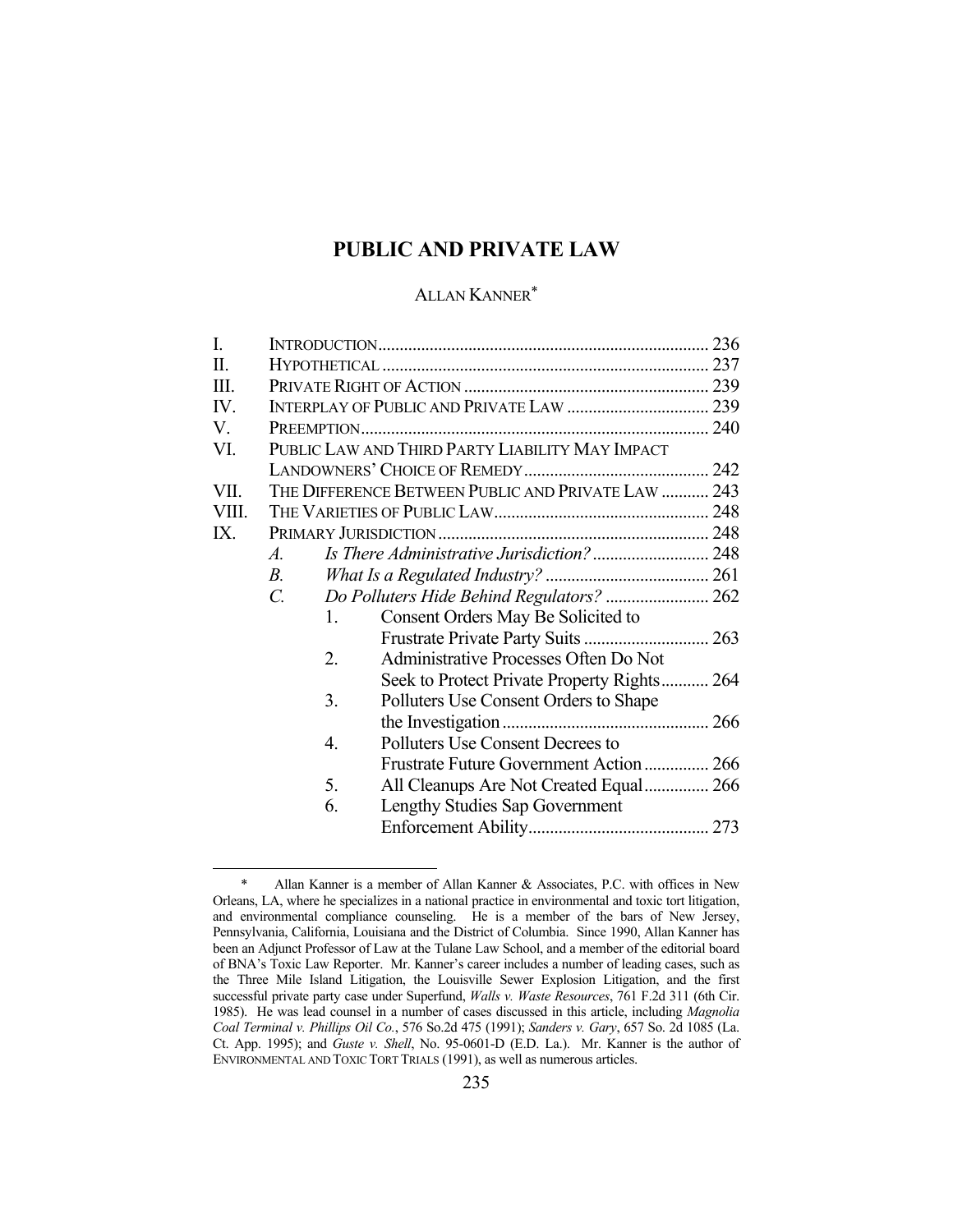# PUBLIC AND PRIVATE LAW

ALLAN KANNER*

| | | | |
|---|---|---|---|
| I. | INTRODUCTION | | 236 |
| II. | HYPOTHETICAL | | 237 |
| III. | PRIVATE RIGHT OF ACTION | | 239 |
| IV. | INTERPLAY OF PUBLIC AND PRIVATE LAW | | 239 |
| V. | PREEMPTION | | 240 |
| VI. | PUBLIC LAW AND THIRD PARTY LIABILITY MAY IMPACT LANDOWNERS' CHOICE OF REMEDY | | 242 |
| VII. | THE DIFFERENCE BETWEEN PUBLIC AND PRIVATE LAW | | 243 |
| VIII. | THE VARIETIES OF PUBLIC LAW | | 248 |
| IX. | PRIMARY JURISDICTION | | 248 |
| | *A.* | *Is There Administrative Jurisdiction?* | 248 |
| | *B.* | *What Is a Regulated Industry?* | 261 |
| | *C.* | *Do Polluters Hide Behind Regulators?* | 262 |
| | 1. | Consent Orders May Be Solicited to Frustrate Private Party Suits | 263 |
| | 2. | Administrative Processes Often Do Not Seek to Protect Private Property Rights | 264 |
| | 3. | Polluters Use Consent Orders to Shape the Investigation | 266 |
| | 4. | Polluters Use Consent Decrees to Frustrate Future Government Action | 266 |
| | 5. | All Cleanups Are Not Created Equal | 266 |
| | 6. | Lengthy Studies Sap Government Enforcement Ability | 273 |

\* Allan Kanner is a member of Allan Kanner & Associates, P.C. with offices in New Orleans, LA, where he specializes in a national practice in environmental and toxic tort litigation, and environmental compliance counseling. He is a member of the bars of New Jersey, Pennsylvania, California, Louisiana and the District of Columbia. Since 1990, Allan Kanner has been an Adjunct Professor of Law at the Tulane Law School, and a member of the editorial board of BNA's Toxic Law Reporter. Mr. Kanner's career includes a number of leading cases, such as the Three Mile Island Litigation, the Louisville Sewer Explosion Litigation, and the first successful private party case under Superfund, *Walls v. Waste Resources*, 761 F.2d 311 (6th Cir. 1985). He was lead counsel in a number of cases discussed in this article, including *Magnolia Coal Terminal v. Phillips Oil Co.*, 576 So.2d 475 (1991); *Sanders v. Gary*, 657 So. 2d 1085 (La. Ct. App. 1995); and *Guste v. Shell*, No. 95-0601-D (E.D. La.). Mr. Kanner is the author of ENVIRONMENTAL AND TOXIC TORT TRIALS (1991), as well as numerous articles.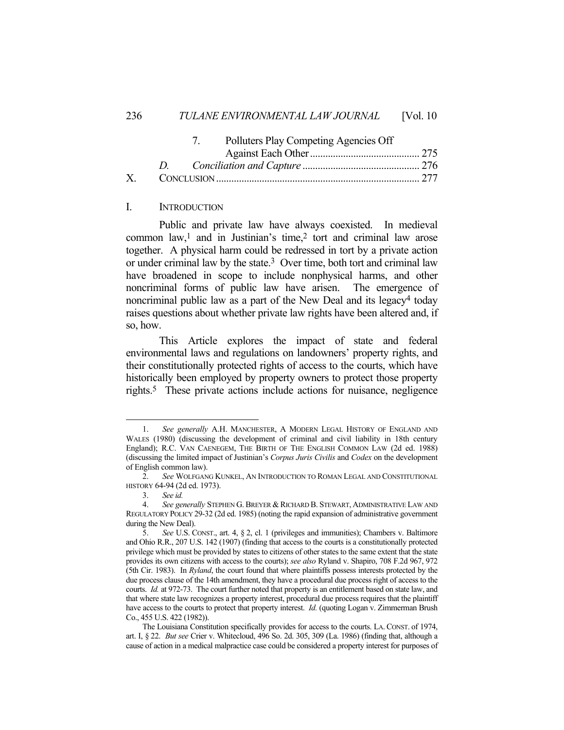7. Polluters Play Competing Agencies Off Against Each Other .......................................... 275

*D. Conciliation and Capture* ............................................. 276

X. CONCLUSION .............................................................................. 277

## I. INTRODUCTION

Public and private law have always coexisted. In medieval common law,[1] and in Justinian's time,[2] tort and criminal law arose together. A physical harm could be redressed in tort by a private action or under criminal law by the state.[3] Over time, both tort and criminal law have broadened in scope to include nonphysical harms, and other noncriminal forms of public law have arisen. The emergence of noncriminal public law as a part of the New Deal and its legacy[4] today raises questions about whether private law rights have been altered and, if so, how.

This Article explores the impact of state and federal environmental laws and regulations on landowners' property rights, and their constitutionally protected rights of access to the courts, which have historically been employed by property owners to protect those property rights.[5] These private actions include actions for nuisance, negligence

---

1. *See generally* A.H. MANCHESTER, A MODERN LEGAL HISTORY OF ENGLAND AND WALES (1980) (discussing the development of criminal and civil liability in 18th century England); R.C. VAN CAENEGEM, THE BIRTH OF THE ENGLISH COMMON LAW (2d ed. 1988) (discussing the limited impact of Justinian's *Corpus Juris Civilis* and *Codex* on the development of English common law).

2. *See* WOLFGANG KUNKEL, AN INTRODUCTION TO ROMAN LEGAL AND CONSTITUTIONAL HISTORY 64-94 (2d ed. 1973).

3. *See id.*

4. *See generally* STEPHEN G. BREYER & RICHARD B. STEWART, ADMINISTRATIVE LAW AND REGULATORY POLICY 29-32 (2d ed. 1985) (noting the rapid expansion of administrative government during the New Deal).

5. *See* U.S. CONST., art. 4, § 2, cl. 1 (privileges and immunities); Chambers v. Baltimore and Ohio R.R., 207 U.S. 142 (1907) (finding that access to the courts is a constitutionally protected privilege which must be provided by states to citizens of other states to the same extent that the state provides its own citizens with access to the courts); *see also* Ryland v. Shapiro, 708 F.2d 967, 972 (5th Cir. 1983). In *Ryland*, the court found that where plaintiffs possess interests protected by the due process clause of the 14th amendment, they have a procedural due process right of access to the courts. *Id.* at 972-73. The court further noted that property is an entitlement based on state law, and that where state law recognizes a property interest, procedural due process requires that the plaintiff have access to the courts to protect that property interest. *Id.* (quoting Logan v. Zimmerman Brush Co., 455 U.S. 422 (1982)).

The Louisiana Constitution specifically provides for access to the courts. LA. CONST. of 1974, art. I, § 22. *But see* Crier v. Whitecloud, 496 So. 2d. 305, 309 (La. 1986) (finding that, although a cause of action in a medical malpractice case could be considered a property interest for purposes of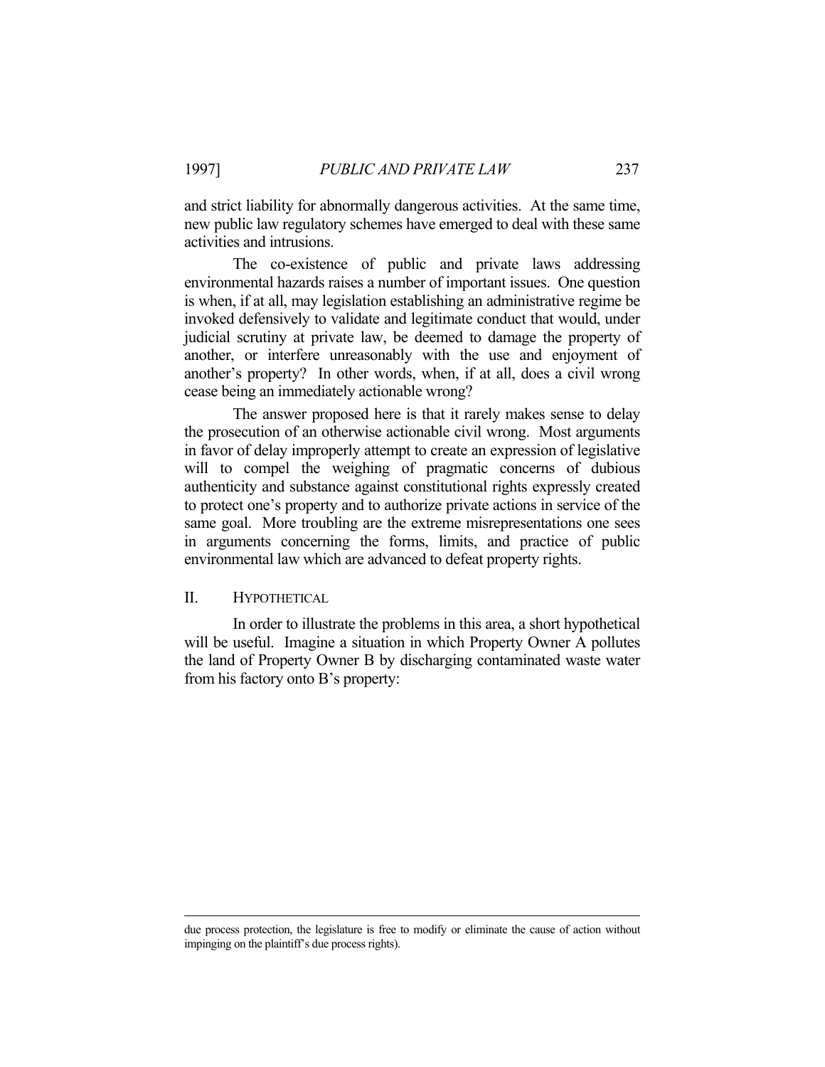and strict liability for abnormally dangerous activities. At the same time, new public law regulatory schemes have emerged to deal with these same activities and intrusions.

The co-existence of public and private laws addressing environmental hazards raises a number of important issues. One question is when, if at all, may legislation establishing an administrative regime be invoked defensively to validate and legitimate conduct that would, under judicial scrutiny at private law, be deemed to damage the property of another, or interfere unreasonably with the use and enjoyment of another's property? In other words, when, if at all, does a civil wrong cease being an immediately actionable wrong?

The answer proposed here is that it rarely makes sense to delay the prosecution of an otherwise actionable civil wrong. Most arguments in favor of delay improperly attempt to create an expression of legislative will to compel the weighing of pragmatic concerns of dubious authenticity and substance against constitutional rights expressly created to protect one's property and to authorize private actions in service of the same goal. More troubling are the extreme misrepresentations one sees in arguments concerning the forms, limits, and practice of public environmental law which are advanced to defeat property rights.

## II. HYPOTHETICAL

In order to illustrate the problems in this area, a short hypothetical will be useful. Imagine a situation in which Property Owner A pollutes the land of Property Owner B by discharging contaminated waste water from his factory onto B's property:

---

due process protection, the legislature is free to modify or eliminate the cause of action without impinging on the plaintiff's due process rights).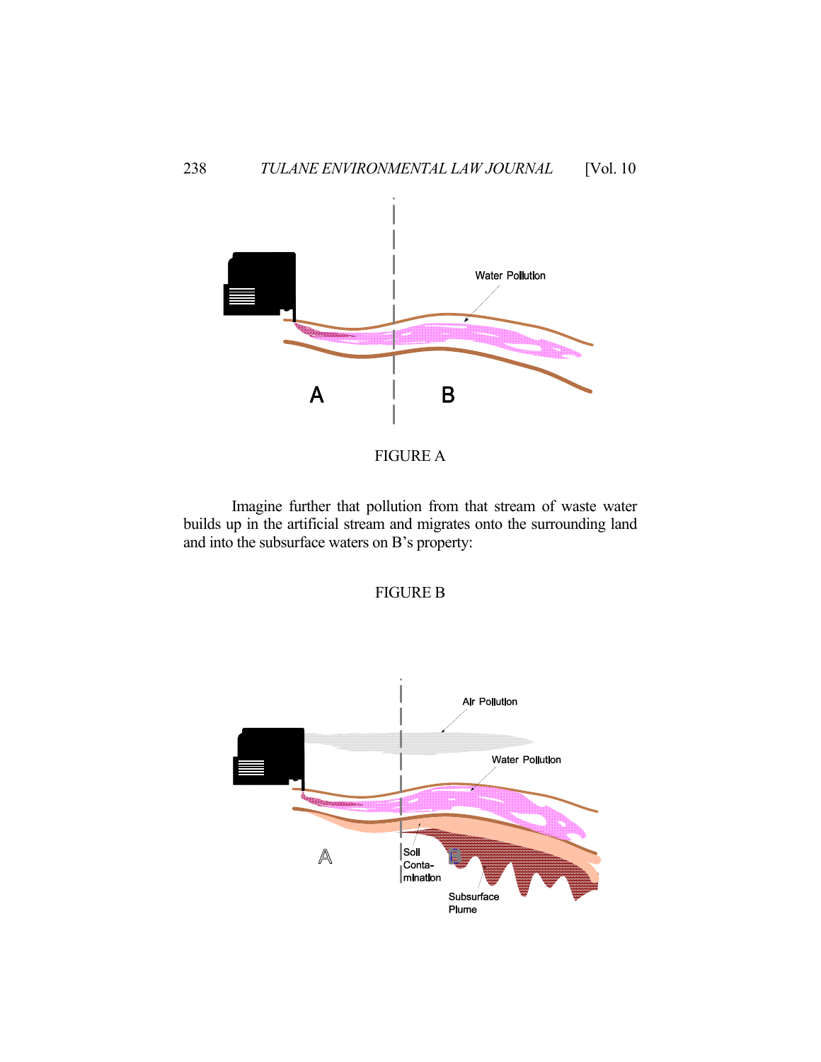FIGURE A

Imagine further that pollution from that stream of waste water builds up in the artificial stream and migrates onto the surrounding land and into the subsurface waters on B's property:

FIGURE B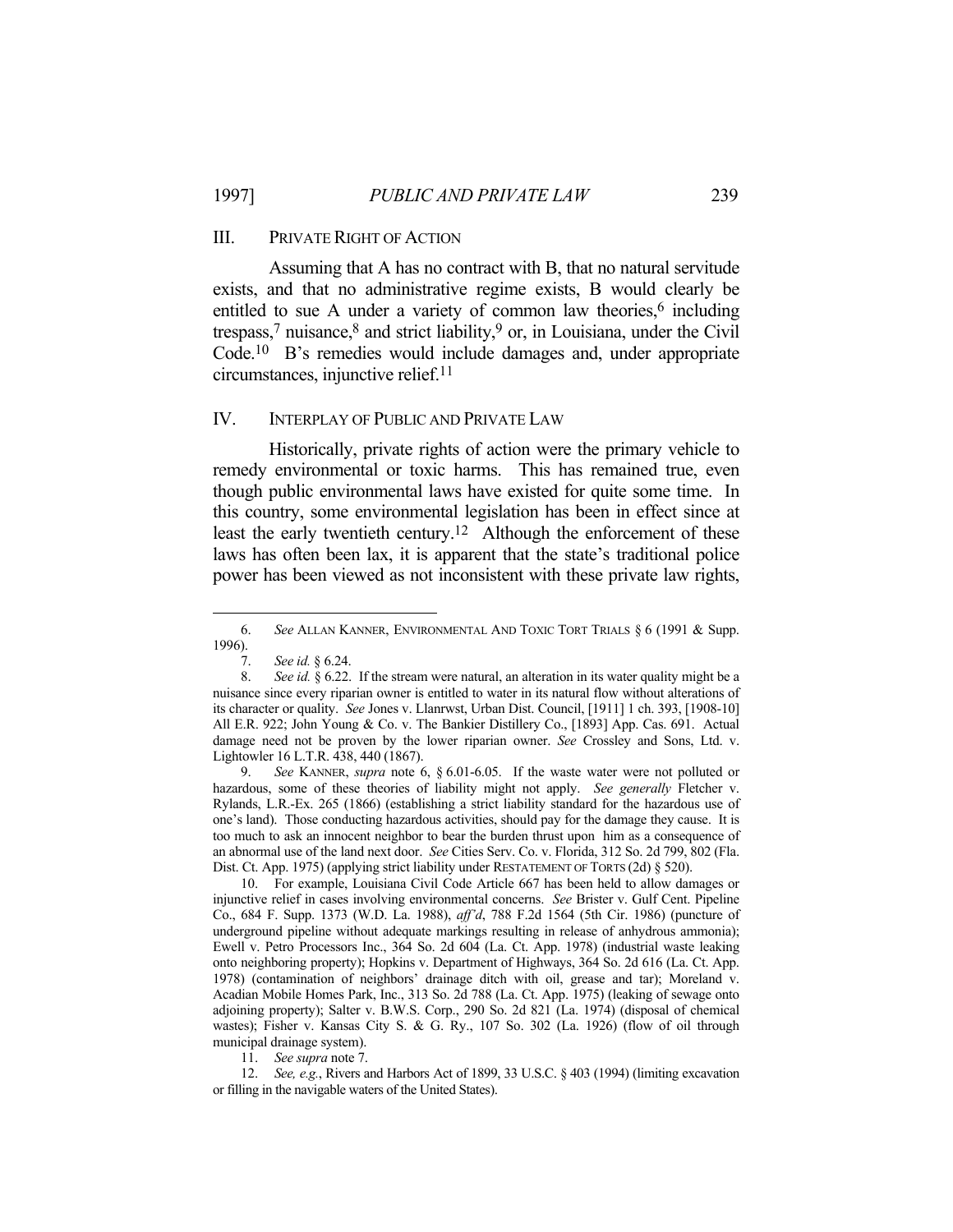## III. PRIVATE RIGHT OF ACTION

Assuming that A has no contract with B, that no natural servitude exists, and that no administrative regime exists, B would clearly be entitled to sue A under a variety of common law theories,[6] including trespass,[7] nuisance,[8] and strict liability,[9] or, in Louisiana, under the Civil Code.[10] B's remedies would include damages and, under appropriate circumstances, injunctive relief.[11]

## IV. INTERPLAY OF PUBLIC AND PRIVATE LAW

Historically, private rights of action were the primary vehicle to remedy environmental or toxic harms. This has remained true, even though public environmental laws have existed for quite some time. In this country, some environmental legislation has been in effect since at least the early twentieth century.[12] Although the enforcement of these laws has often been lax, it is apparent that the state's traditional police power has been viewed as not inconsistent with these private law rights,

---

6. *See* ALLAN KANNER, ENVIRONMENTAL AND TOXIC TORT TRIALS § 6 (1991 & Supp. 1996).

7. *See id.* § 6.24.

8. *See id.* § 6.22. If the stream were natural, an alteration in its water quality might be a nuisance since every riparian owner is entitled to water in its natural flow without alterations of its character or quality. *See* Jones v. Llanrwst, Urban Dist. Council, [1911] 1 ch. 393, [1908-10] All E.R. 922; John Young & Co. v. The Bankier Distillery Co., [1893] App. Cas. 691. Actual damage need not be proven by the lower riparian owner. *See* Crossley and Sons, Ltd. v. Lightowler 16 L.T.R. 438, 440 (1867).

9. *See* KANNER, *supra* note 6, § 6.01-6.05. If the waste water were not polluted or hazardous, some of these theories of liability might not apply. *See generally* Fletcher v. Rylands, L.R.-Ex. 265 (1866) (establishing a strict liability standard for the hazardous use of one's land). Those conducting hazardous activities, should pay for the damage they cause. It is too much to ask an innocent neighbor to bear the burden thrust upon him as a consequence of an abnormal use of the land next door. *See* Cities Serv. Co. v. Florida, 312 So. 2d 799, 802 (Fla. Dist. Ct. App. 1975) (applying strict liability under RESTATEMENT OF TORTS (2d) § 520).

10. For example, Louisiana Civil Code Article 667 has been held to allow damages or injunctive relief in cases involving environmental concerns. *See* Brister v. Gulf Cent. Pipeline Co., 684 F. Supp. 1373 (W.D. La. 1988), *aff'd*, 788 F.2d 1564 (5th Cir. 1986) (puncture of underground pipeline without adequate markings resulting in release of anhydrous ammonia); Ewell v. Petro Processors Inc., 364 So. 2d 604 (La. Ct. App. 1978) (industrial waste leaking onto neighboring property); Hopkins v. Department of Highways, 364 So. 2d 616 (La. Ct. App. 1978) (contamination of neighbors' drainage ditch with oil, grease and tar); Moreland v. Acadian Mobile Homes Park, Inc., 313 So. 2d 788 (La. Ct. App. 1975) (leaking of sewage onto adjoining property); Salter v. B.W.S. Corp., 290 So. 2d 821 (La. 1974) (disposal of chemical wastes); Fisher v. Kansas City S. & G. Ry., 107 So. 302 (La. 1926) (flow of oil through municipal drainage system).

11. *See supra* note 7.

12. *See, e.g.*, Rivers and Harbors Act of 1899, 33 U.S.C. § 403 (1994) (limiting excavation or filling in the navigable waters of the United States).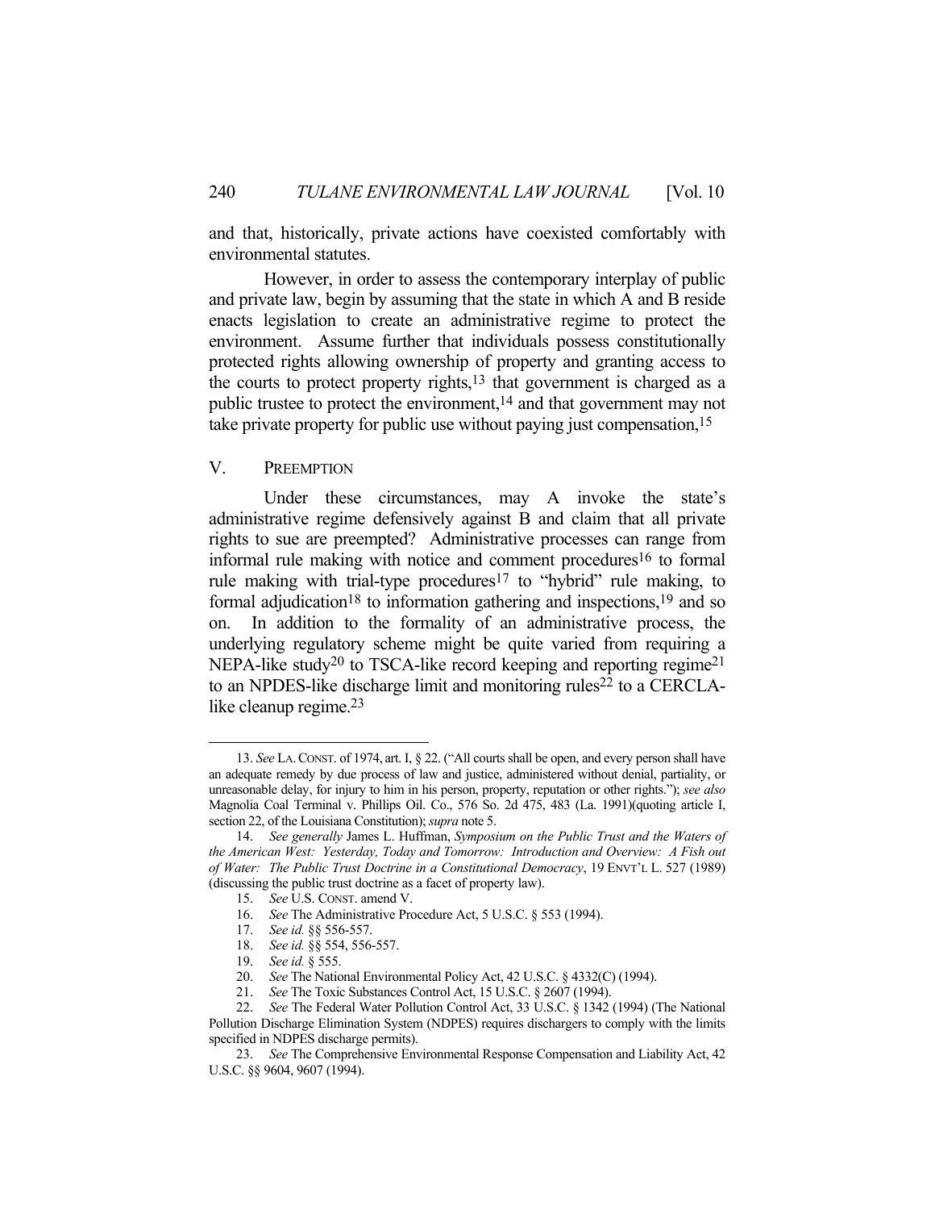and that, historically, private actions have coexisted comfortably with environmental statutes.

However, in order to assess the contemporary interplay of public and private law, begin by assuming that the state in which A and B reside enacts legislation to create an administrative regime to protect the environment. Assume further that individuals possess constitutionally protected rights allowing ownership of property and granting access to the courts to protect property rights,[13] that government is charged as a public trustee to protect the environment,[14] and that government may not take private property for public use without paying just compensation,[15]

## V. PREEMPTION

Under these circumstances, may A invoke the state's administrative regime defensively against B and claim that all private rights to sue are preempted? Administrative processes can range from informal rule making with notice and comment procedures[16] to formal rule making with trial-type procedures[17] to "hybrid" rule making, to formal adjudication[18] to information gathering and inspections,[19] and so on. In addition to the formality of an administrative process, the underlying regulatory scheme might be quite varied from requiring a NEPA-like study[20] to TSCA-like record keeping and reporting regime[21] to an NPDES-like discharge limit and monitoring rules[22] to a CERCLA-like cleanup regime.[23]

---

13. *See* LA. CONST. of 1974, art. I, § 22. ("All courts shall be open, and every person shall have an adequate remedy by due process of law and justice, administered without denial, partiality, or unreasonable delay, for injury to him in his person, property, reputation or other rights."); *see also* Magnolia Coal Terminal v. Phillips Oil. Co., 576 So. 2d 475, 483 (La. 1991)(quoting article I, section 22, of the Louisiana Constitution); *supra* note 5.

14. *See generally* James L. Huffman, *Symposium on the Public Trust and the Waters of the American West: Yesterday, Today and Tomorrow: Introduction and Overview: A Fish out of Water: The Public Trust Doctrine in a Constitutional Democracy*, 19 ENVT'L L. 527 (1989) (discussing the public trust doctrine as a facet of property law).

15. *See* U.S. CONST. amend V.

16. *See* The Administrative Procedure Act, 5 U.S.C. § 553 (1994).

17. *See id.* §§ 556-557.

18. *See id.* §§ 554, 556-557.

19. *See id.* § 555.

20. *See* The National Environmental Policy Act, 42 U.S.C. § 4332(C) (1994).

21. *See* The Toxic Substances Control Act, 15 U.S.C. § 2607 (1994).

22. *See* The Federal Water Pollution Control Act, 33 U.S.C. § 1342 (1994) (The National Pollution Discharge Elimination System (NDPES) requires dischargers to comply with the limits specified in NDPES discharge permits).

23. *See* The Comprehensive Environmental Response Compensation and Liability Act, 42 U.S.C. §§ 9604, 9607 (1994).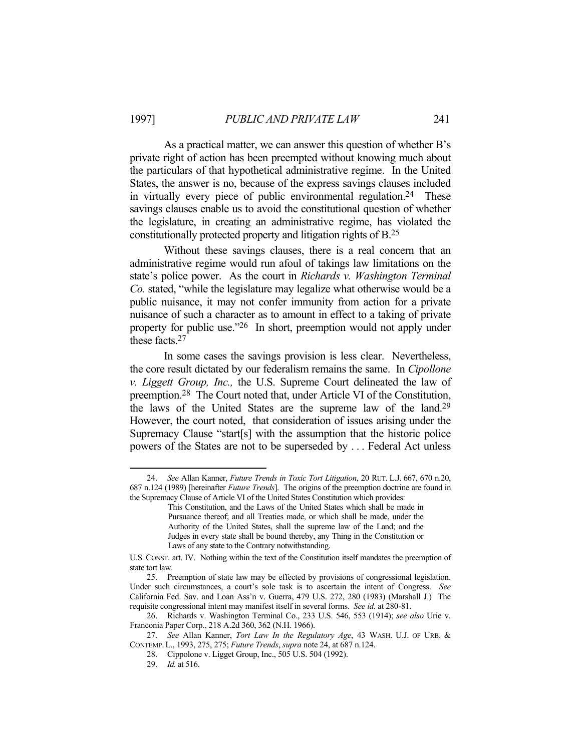As a practical matter, we can answer this question of whether B's private right of action has been preempted without knowing much about the particulars of that hypothetical administrative regime. In the United States, the answer is no, because of the express savings clauses included in virtually every piece of public environmental regulation.[24] These savings clauses enable us to avoid the constitutional question of whether the legislature, in creating an administrative regime, has violated the constitutionally protected property and litigation rights of B.[25]

Without these savings clauses, there is a real concern that an administrative regime would run afoul of takings law limitations on the state's police power. As the court in *Richards v. Washington Terminal Co.* stated, "while the legislature may legalize what otherwise would be a public nuisance, it may not confer immunity from action for a private nuisance of such a character as to amount in effect to a taking of private property for public use."[26] In short, preemption would not apply under these facts.[27]

In some cases the savings provision is less clear. Nevertheless, the core result dictated by our federalism remains the same. In *Cipollone v. Liggett Group, Inc.,* the U.S. Supreme Court delineated the law of preemption.[28] The Court noted that, under Article VI of the Constitution, the laws of the United States are the supreme law of the land.[29] However, the court noted, that consideration of issues arising under the Supremacy Clause "start[s] with the assumption that the historic police powers of the States are not to be superseded by . . . Federal Act unless

---

24. *See* Allan Kanner, *Future Trends in Toxic Tort Litigation*, 20 RUT. L.J. 667, 670 n.20, 687 n.124 (1989) [hereinafter *Future Trends*]. The origins of the preemption doctrine are found in the Supremacy Clause of Article VI of the United States Constitution which provides:

> This Constitution, and the Laws of the United States which shall be made in Pursuance thereof; and all Treaties made, or which shall be made, under the Authority of the United States, shall the supreme law of the Land; and the Judges in every state shall be bound thereby, any Thing in the Constitution or Laws of any state to the Contrary notwithstanding.

U.S. CONST. art. IV. Nothing within the text of the Constitution itself mandates the preemption of state tort law.

25. Preemption of state law may be effected by provisions of congressional legislation. Under such circumstances, a court's sole task is to ascertain the intent of Congress. *See* California Fed. Sav. and Loan Ass'n v. Guerra, 479 U.S. 272, 280 (1983) (Marshall J.) The requisite congressional intent may manifest itself in several forms. *See id.* at 280-81.

26. Richards v. Washington Terminal Co., 233 U.S. 546, 553 (1914); *see also* Urie v. Franconia Paper Corp., 218 A.2d 360, 362 (N.H. 1966).

27. *See* Allan Kanner, *Tort Law In the Regulatory Age*, 43 WASH. U.J. OF URB. & CONTEMP. L., 1993, 275, 275; *Future Trends*, *supra* note 24, at 687 n.124.

28. Cippolone v. Ligget Group, Inc., 505 U.S. 504 (1992).

29. *Id.* at 516.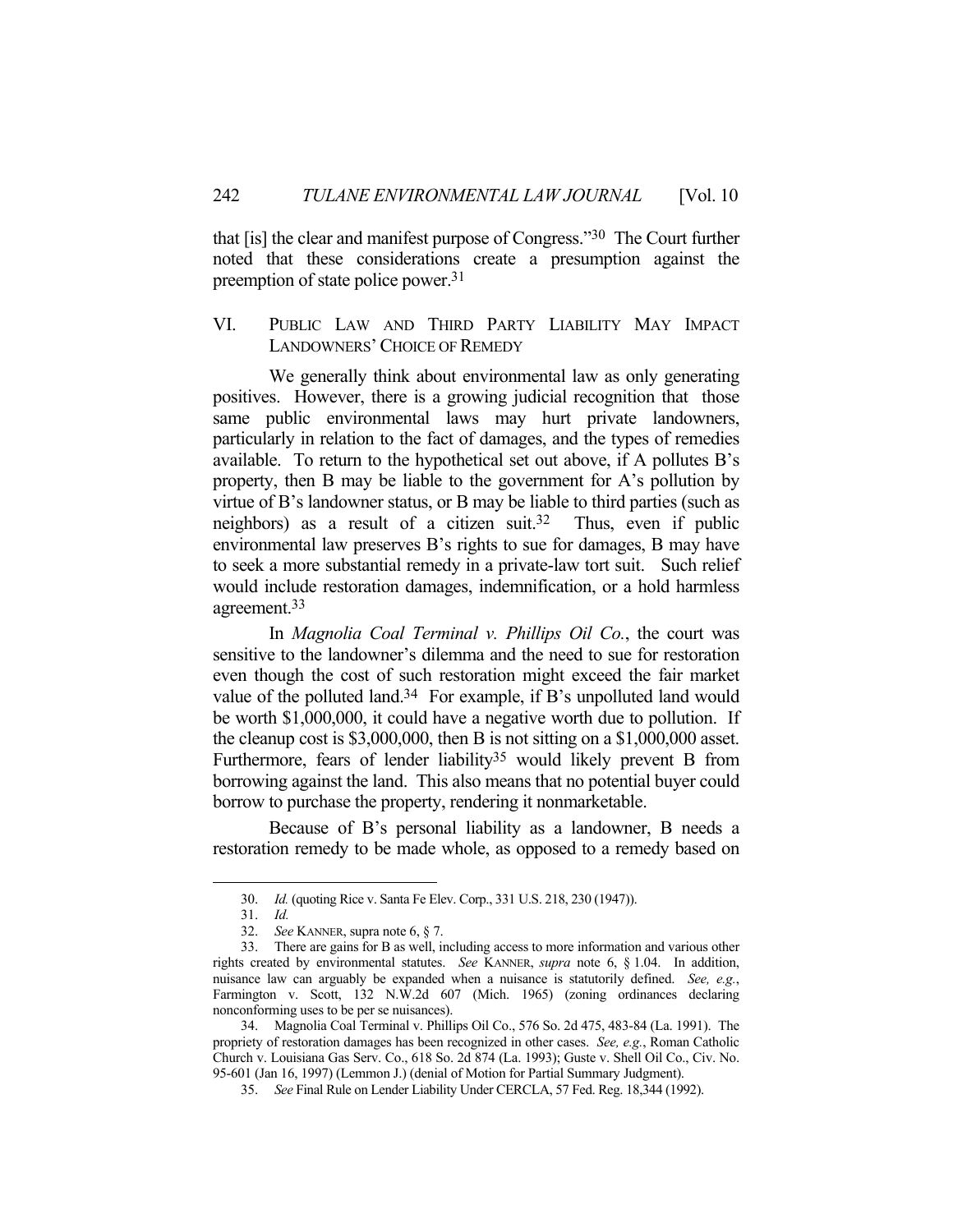that [is] the clear and manifest purpose of Congress."[30] The Court further noted that these considerations create a presumption against the preemption of state police power.[31]

## VI. PUBLIC LAW AND THIRD PARTY LIABILITY MAY IMPACT LANDOWNERS' CHOICE OF REMEDY

We generally think about environmental law as only generating positives. However, there is a growing judicial recognition that those same public environmental laws may hurt private landowners, particularly in relation to the fact of damages, and the types of remedies available. To return to the hypothetical set out above, if A pollutes B's property, then B may be liable to the government for A's pollution by virtue of B's landowner status, or B may be liable to third parties (such as neighbors) as a result of a citizen suit.[32] Thus, even if public environmental law preserves B's rights to sue for damages, B may have to seek a more substantial remedy in a private-law tort suit. Such relief would include restoration damages, indemnification, or a hold harmless agreement.[33]

In *Magnolia Coal Terminal v. Phillips Oil Co.*, the court was sensitive to the landowner's dilemma and the need to sue for restoration even though the cost of such restoration might exceed the fair market value of the polluted land.[34] For example, if B's unpolluted land would be worth $1,000,000, it could have a negative worth due to pollution. If the cleanup cost is $3,000,000, then B is not sitting on a $1,000,000 asset. Furthermore, fears of lender liability[35] would likely prevent B from borrowing against the land. This also means that no potential buyer could borrow to purchase the property, rendering it nonmarketable.

Because of B's personal liability as a landowner, B needs a restoration remedy to be made whole, as opposed to a remedy based on

---

30. *Id.* (quoting Rice v. Santa Fe Elev. Corp., 331 U.S. 218, 230 (1947)).

31. *Id.*

32. *See* KANNER, supra note 6, § 7.

33. There are gains for B as well, including access to more information and various other rights created by environmental statutes. *See* KANNER, *supra* note 6, § 1.04. In addition, nuisance law can arguably be expanded when a nuisance is statutorily defined. *See, e.g.*, Farmington v. Scott, 132 N.W.2d 607 (Mich. 1965) (zoning ordinances declaring nonconforming uses to be per se nuisances).

34. Magnolia Coal Terminal v. Phillips Oil Co., 576 So. 2d 475, 483-84 (La. 1991). The propriety of restoration damages has been recognized in other cases. *See, e.g.*, Roman Catholic Church v. Louisiana Gas Serv. Co., 618 So. 2d 874 (La. 1993); Guste v. Shell Oil Co., Civ. No. 95-601 (Jan 16, 1997) (Lemmon J.) (denial of Motion for Partial Summary Judgment).

35. *See* Final Rule on Lender Liability Under CERCLA, 57 Fed. Reg. 18,344 (1992).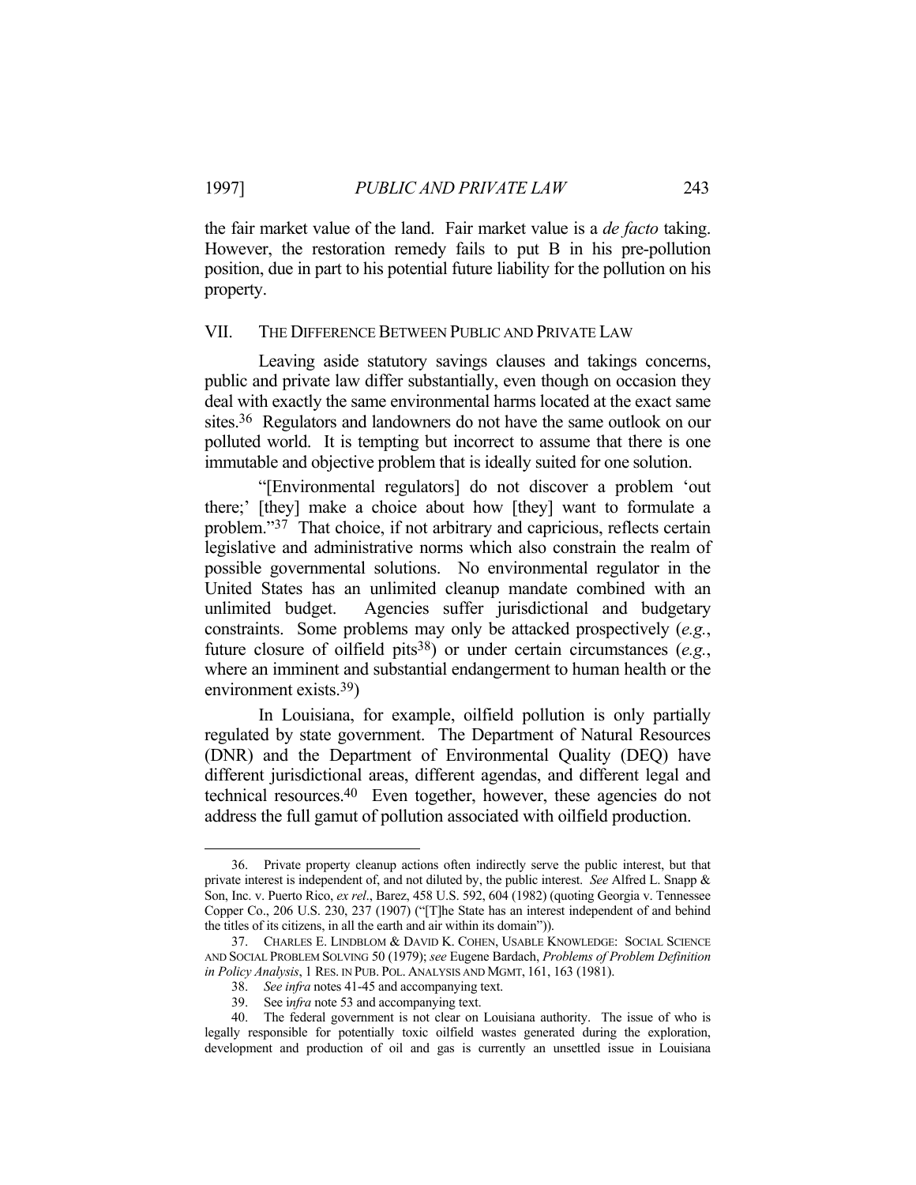the fair market value of the land. Fair market value is a *de facto* taking. However, the restoration remedy fails to put B in his pre-pollution position, due in part to his potential future liability for the pollution on his property.

## VII. THE DIFFERENCE BETWEEN PUBLIC AND PRIVATE LAW

Leaving aside statutory savings clauses and takings concerns, public and private law differ substantially, even though on occasion they deal with exactly the same environmental harms located at the exact same sites.[36] Regulators and landowners do not have the same outlook on our polluted world. It is tempting but incorrect to assume that there is one immutable and objective problem that is ideally suited for one solution.

"[Environmental regulators] do not discover a problem 'out there;' [they] make a choice about how [they] want to formulate a problem."[37] That choice, if not arbitrary and capricious, reflects certain legislative and administrative norms which also constrain the realm of possible governmental solutions. No environmental regulator in the United States has an unlimited cleanup mandate combined with an unlimited budget. Agencies suffer jurisdictional and budgetary constraints. Some problems may only be attacked prospectively (*e.g.*, future closure of oilfield pits[38]) or under certain circumstances (*e.g.*, where an imminent and substantial endangerment to human health or the environment exists.[39])

In Louisiana, for example, oilfield pollution is only partially regulated by state government. The Department of Natural Resources (DNR) and the Department of Environmental Quality (DEQ) have different jurisdictional areas, different agendas, and different legal and technical resources.[40] Even together, however, these agencies do not address the full gamut of pollution associated with oilfield production.

---

36. Private property cleanup actions often indirectly serve the public interest, but that private interest is independent of, and not diluted by, the public interest. *See* Alfred L. Snapp & Son, Inc. v. Puerto Rico, *ex rel*., Barez, 458 U.S. 592, 604 (1982) (quoting Georgia v. Tennessee Copper Co., 206 U.S. 230, 237 (1907) ("[T]he State has an interest independent of and behind the titles of its citizens, in all the earth and air within its domain")).

37. CHARLES E. LINDBLOM & DAVID K. COHEN, USABLE KNOWLEDGE: SOCIAL SCIENCE AND SOCIAL PROBLEM SOLVING 50 (1979); *see* Eugene Bardach, *Problems of Problem Definition in Policy Analysis*, 1 RES. IN PUB. POL. ANALYSIS AND MGMT, 161, 163 (1981).

38. *See infra* notes 41-45 and accompanying text.

39. See i*nfra* note 53 and accompanying text.

40. The federal government is not clear on Louisiana authority. The issue of who is legally responsible for potentially toxic oilfield wastes generated during the exploration, development and production of oil and gas is currently an unsettled issue in Louisiana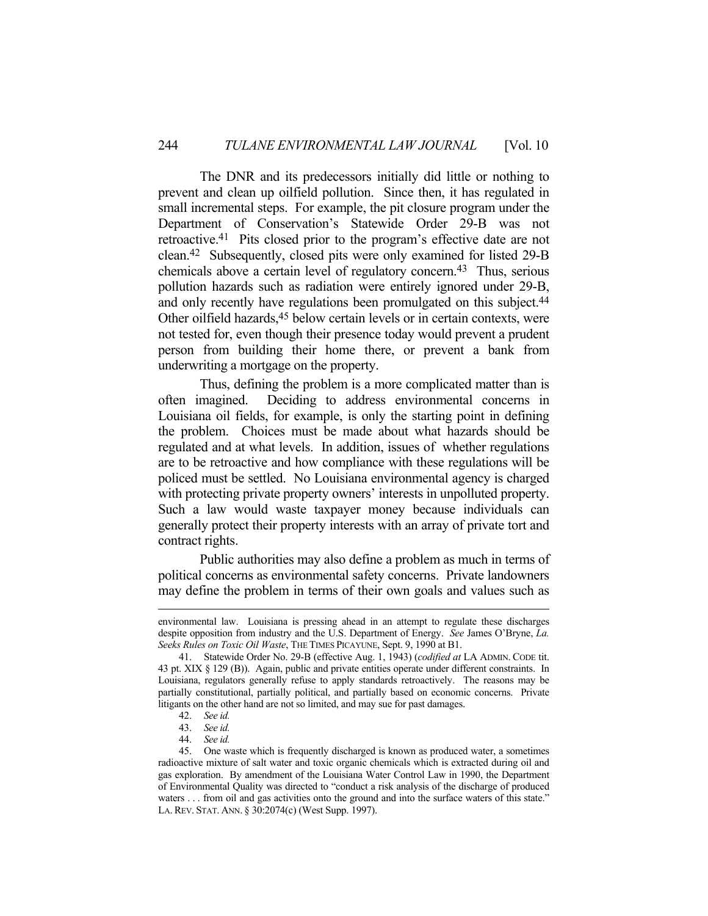The DNR and its predecessors initially did little or nothing to prevent and clean up oilfield pollution. Since then, it has regulated in small incremental steps. For example, the pit closure program under the Department of Conservation's Statewide Order 29-B was not retroactive.[41] Pits closed prior to the program's effective date are not clean.[42] Subsequently, closed pits were only examined for listed 29-B chemicals above a certain level of regulatory concern.[43] Thus, serious pollution hazards such as radiation were entirely ignored under 29-B, and only recently have regulations been promulgated on this subject.[44] Other oilfield hazards,[45] below certain levels or in certain contexts, were not tested for, even though their presence today would prevent a prudent person from building their home there, or prevent a bank from underwriting a mortgage on the property.

Thus, defining the problem is a more complicated matter than is often imagined. Deciding to address environmental concerns in Louisiana oil fields, for example, is only the starting point in defining the problem. Choices must be made about what hazards should be regulated and at what levels. In addition, issues of whether regulations are to be retroactive and how compliance with these regulations will be policed must be settled. No Louisiana environmental agency is charged with protecting private property owners' interests in unpolluted property. Such a law would waste taxpayer money because individuals can generally protect their property interests with an array of private tort and contract rights.

Public authorities may also define a problem as much in terms of political concerns as environmental safety concerns. Private landowners may define the problem in terms of their own goals and values such as

---

environmental law. Louisiana is pressing ahead in an attempt to regulate these discharges despite opposition from industry and the U.S. Department of Energy. *See* James O'Bryne, *La. Seeks Rules on Toxic Oil Waste*, THE TIMES PICAYUNE, Sept. 9, 1990 at B1.

41. Statewide Order No. 29-B (effective Aug. 1, 1943) (*codified at* LA ADMIN. CODE tit. 43 pt. XIX § 129 (B)). Again, public and private entities operate under different constraints. In Louisiana, regulators generally refuse to apply standards retroactively. The reasons may be partially constitutional, partially political, and partially based on economic concerns. Private litigants on the other hand are not so limited, and may sue for past damages.

42. *See id.*

43. *See id.*

44. *See id.*

45. One waste which is frequently discharged is known as produced water, a sometimes radioactive mixture of salt water and toxic organic chemicals which is extracted during oil and gas exploration. By amendment of the Louisiana Water Control Law in 1990, the Department of Environmental Quality was directed to "conduct a risk analysis of the discharge of produced waters . . . from oil and gas activities onto the ground and into the surface waters of this state." LA. REV. STAT. ANN. § 30:2074(c) (West Supp. 1997).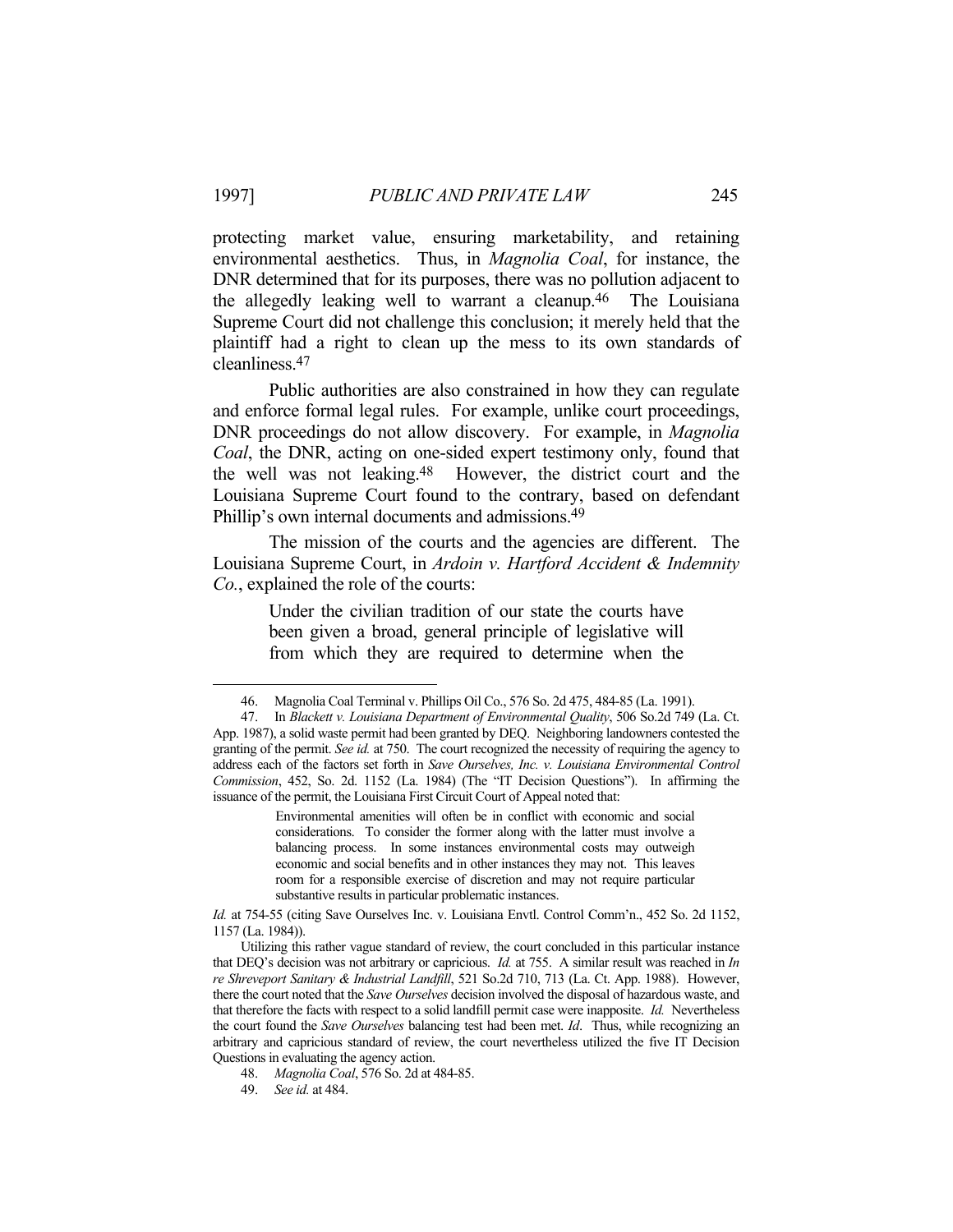protecting market value, ensuring marketability, and retaining environmental aesthetics. Thus, in *Magnolia Coal*, for instance, the DNR determined that for its purposes, there was no pollution adjacent to the allegedly leaking well to warrant a cleanup.[46] The Louisiana Supreme Court did not challenge this conclusion; it merely held that the plaintiff had a right to clean up the mess to its own standards of cleanliness.[47]

Public authorities are also constrained in how they can regulate and enforce formal legal rules. For example, unlike court proceedings, DNR proceedings do not allow discovery. For example, in *Magnolia Coal*, the DNR, acting on one-sided expert testimony only, found that the well was not leaking.[48] However, the district court and the Louisiana Supreme Court found to the contrary, based on defendant Phillip's own internal documents and admissions.[49]

The mission of the courts and the agencies are different. The Louisiana Supreme Court, in *Ardoin v. Hartford Accident & Indemnity Co.*, explained the role of the courts:

> Under the civilian tradition of our state the courts have been given a broad, general principle of legislative will from which they are required to determine when the

---

46. Magnolia Coal Terminal v. Phillips Oil Co., 576 So. 2d 475, 484-85 (La. 1991).

47. In *Blackett v. Louisiana Department of Environmental Quality*, 506 So.2d 749 (La. Ct. App. 1987), a solid waste permit had been granted by DEQ. Neighboring landowners contested the granting of the permit. *See id.* at 750. The court recognized the necessity of requiring the agency to address each of the factors set forth in *Save Ourselves, Inc. v. Louisiana Environmental Control Commission*, 452, So. 2d. 1152 (La. 1984) (The "IT Decision Questions"). In affirming the issuance of the permit, the Louisiana First Circuit Court of Appeal noted that:

> Environmental amenities will often be in conflict with economic and social considerations. To consider the former along with the latter must involve a balancing process. In some instances environmental costs may outweigh economic and social benefits and in other instances they may not. This leaves room for a responsible exercise of discretion and may not require particular substantive results in particular problematic instances.

*Id.* at 754-55 (citing Save Ourselves Inc. v. Louisiana Envtl. Control Comm'n., 452 So. 2d 1152, 1157 (La. 1984)).

Utilizing this rather vague standard of review, the court concluded in this particular instance that DEQ's decision was not arbitrary or capricious. *Id.* at 755. A similar result was reached in *In re Shreveport Sanitary & Industrial Landfill*, 521 So.2d 710, 713 (La. Ct. App. 1988). However, there the court noted that the *Save Ourselves* decision involved the disposal of hazardous waste, and that therefore the facts with respect to a solid landfill permit case were inapposite. *Id.* Nevertheless the court found the *Save Ourselves* balancing test had been met. *Id*. Thus, while recognizing an arbitrary and capricious standard of review, the court nevertheless utilized the five IT Decision Questions in evaluating the agency action.

48. *Magnolia Coal*, 576 So. 2d at 484-85.

49. *See id.* at 484.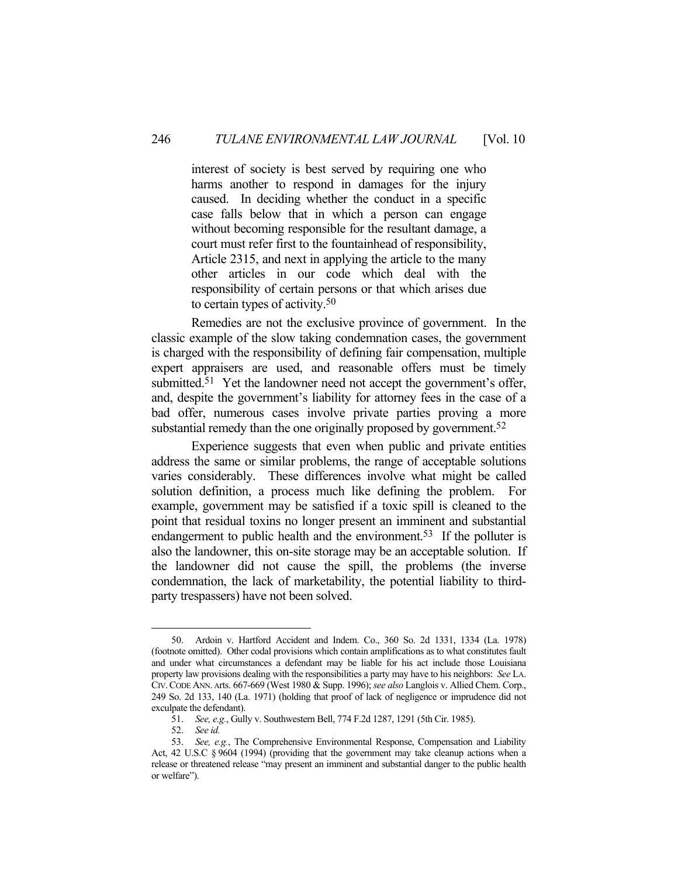> interest of society is best served by requiring one who harms another to respond in damages for the injury caused. In deciding whether the conduct in a specific case falls below that in which a person can engage without becoming responsible for the resultant damage, a court must refer first to the fountainhead of responsibility, Article 2315, and next in applying the article to the many other articles in our code which deal with the responsibility of certain persons or that which arises due to certain types of activity.[50]

Remedies are not the exclusive province of government. In the classic example of the slow taking condemnation cases, the government is charged with the responsibility of defining fair compensation, multiple expert appraisers are used, and reasonable offers must be timely submitted.[51] Yet the landowner need not accept the government's offer, and, despite the government's liability for attorney fees in the case of a bad offer, numerous cases involve private parties proving a more substantial remedy than the one originally proposed by government.[52]

Experience suggests that even when public and private entities address the same or similar problems, the range of acceptable solutions varies considerably. These differences involve what might be called solution definition, a process much like defining the problem. For example, government may be satisfied if a toxic spill is cleaned to the point that residual toxins no longer present an imminent and substantial endangerment to public health and the environment.[53] If the polluter is also the landowner, this on-site storage may be an acceptable solution. If the landowner did not cause the spill, the problems (the inverse condemnation, the lack of marketability, the potential liability to third-party trespassers) have not been solved.

---

50. Ardoin v. Hartford Accident and Indem. Co., 360 So. 2d 1331, 1334 (La. 1978) (footnote omitted). Other codal provisions which contain amplifications as to what constitutes fault and under what circumstances a defendant may be liable for his act include those Louisiana property law provisions dealing with the responsibilities a party may have to his neighbors: *See* LA. CIV. CODE ANN. Arts. 667-669 (West 1980 & Supp. 1996); *see also* Langlois v. Allied Chem. Corp., 249 So. 2d 133, 140 (La. 1971) (holding that proof of lack of negligence or imprudence did not exculpate the defendant).

51. *See, e.g.*, Gully v. Southwestern Bell, 774 F.2d 1287, 1291 (5th Cir. 1985).

52. *See id.*

53. *See, e.g.*, The Comprehensive Environmental Response, Compensation and Liability Act, 42 U.S.C § 9604 (1994) (providing that the government may take cleanup actions when a release or threatened release "may present an imminent and substantial danger to the public health or welfare").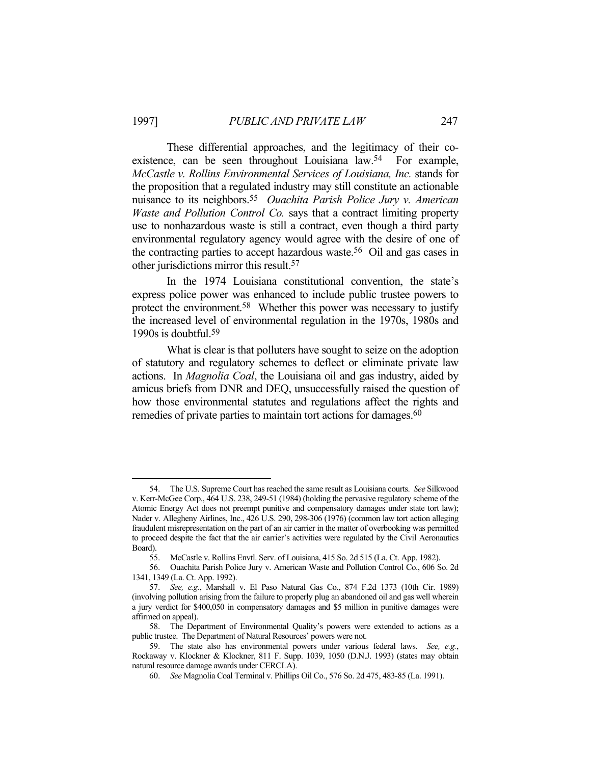These differential approaches, and the legitimacy of their co-existence, can be seen throughout Louisiana law.[54] For example, *McCastle v. Rollins Environmental Services of Louisiana, Inc.* stands for the proposition that a regulated industry may still constitute an actionable nuisance to its neighbors.[55] *Ouachita Parish Police Jury v. American Waste and Pollution Control Co.* says that a contract limiting property use to nonhazardous waste is still a contract, even though a third party environmental regulatory agency would agree with the desire of one of the contracting parties to accept hazardous waste.[56] Oil and gas cases in other jurisdictions mirror this result.[57]

In the 1974 Louisiana constitutional convention, the state's express police power was enhanced to include public trustee powers to protect the environment.[58] Whether this power was necessary to justify the increased level of environmental regulation in the 1970s, 1980s and 1990s is doubtful.[59]

What is clear is that polluters have sought to seize on the adoption of statutory and regulatory schemes to deflect or eliminate private law actions. In *Magnolia Coal*, the Louisiana oil and gas industry, aided by amicus briefs from DNR and DEQ, unsuccessfully raised the question of how those environmental statutes and regulations affect the rights and remedies of private parties to maintain tort actions for damages.[60]

---

54. The U.S. Supreme Court has reached the same result as Louisiana courts. *See* Silkwood v. Kerr-McGee Corp., 464 U.S. 238, 249-51 (1984) (holding the pervasive regulatory scheme of the Atomic Energy Act does not preempt punitive and compensatory damages under state tort law); Nader v. Allegheny Airlines, Inc., 426 U.S. 290, 298-306 (1976) (common law tort action alleging fraudulent misrepresentation on the part of an air carrier in the matter of overbooking was permitted to proceed despite the fact that the air carrier's activities were regulated by the Civil Aeronautics Board).

55. McCastle v. Rollins Envtl. Serv. of Louisiana, 415 So. 2d 515 (La. Ct. App. 1982).

56. Ouachita Parish Police Jury v. American Waste and Pollution Control Co., 606 So. 2d 1341, 1349 (La. Ct. App. 1992).

57. *See, e.g.*, Marshall v. El Paso Natural Gas Co., 874 F.2d 1373 (10th Cir. 1989) (involving pollution arising from the failure to properly plug an abandoned oil and gas well wherein a jury verdict for $400,050 in compensatory damages and $5 million in punitive damages were affirmed on appeal).

58. The Department of Environmental Quality's powers were extended to actions as a public trustee. The Department of Natural Resources' powers were not.

59. The state also has environmental powers under various federal laws. *See, e.g.*, Rockaway v. Klockner & Klockner, 811 F. Supp. 1039, 1050 (D.N.J. 1993) (states may obtain natural resource damage awards under CERCLA).

60. *See* Magnolia Coal Terminal v. Phillips Oil Co., 576 So. 2d 475, 483-85 (La. 1991).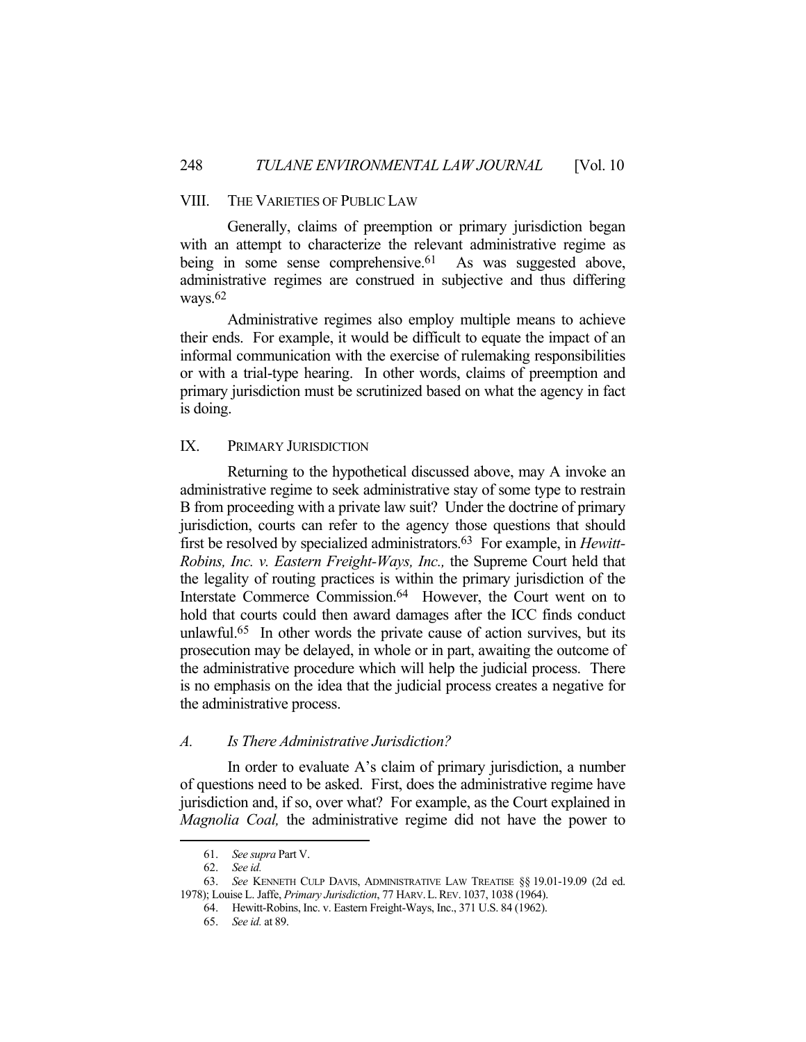## VIII. THE VARIETIES OF PUBLIC LAW

Generally, claims of preemption or primary jurisdiction began with an attempt to characterize the relevant administrative regime as being in some sense comprehensive.[61] As was suggested above, administrative regimes are construed in subjective and thus differing ways.[62]

Administrative regimes also employ multiple means to achieve their ends. For example, it would be difficult to equate the impact of an informal communication with the exercise of rulemaking responsibilities or with a trial-type hearing. In other words, claims of preemption and primary jurisdiction must be scrutinized based on what the agency in fact is doing.

## IX. PRIMARY JURISDICTION

Returning to the hypothetical discussed above, may A invoke an administrative regime to seek administrative stay of some type to restrain B from proceeding with a private law suit? Under the doctrine of primary jurisdiction, courts can refer to the agency those questions that should first be resolved by specialized administrators.[63] For example, in *Hewitt-Robins, Inc. v. Eastern Freight-Ways, Inc.,* the Supreme Court held that the legality of routing practices is within the primary jurisdiction of the Interstate Commerce Commission.[64] However, the Court went on to hold that courts could then award damages after the ICC finds conduct unlawful.[65] In other words the private cause of action survives, but its prosecution may be delayed, in whole or in part, awaiting the outcome of the administrative procedure which will help the judicial process. There is no emphasis on the idea that the judicial process creates a negative for the administrative process.

### *A. Is There Administrative Jurisdiction?*

In order to evaluate A's claim of primary jurisdiction, a number of questions need to be asked. First, does the administrative regime have jurisdiction and, if so, over what? For example, as the Court explained in *Magnolia Coal,* the administrative regime did not have the power to

---

61. *See supra* Part V.

62. *See id.*

63. *See* KENNETH CULP DAVIS, ADMINISTRATIVE LAW TREATISE §§ 19.01-19.09 (2d ed. 1978); Louise L. Jaffe, *Primary Jurisdiction*, 77 HARV. L. REV. 1037, 1038 (1964).

64. Hewitt-Robins, Inc. v. Eastern Freight-Ways, Inc., 371 U.S. 84 (1962).

65. *See id.* at 89.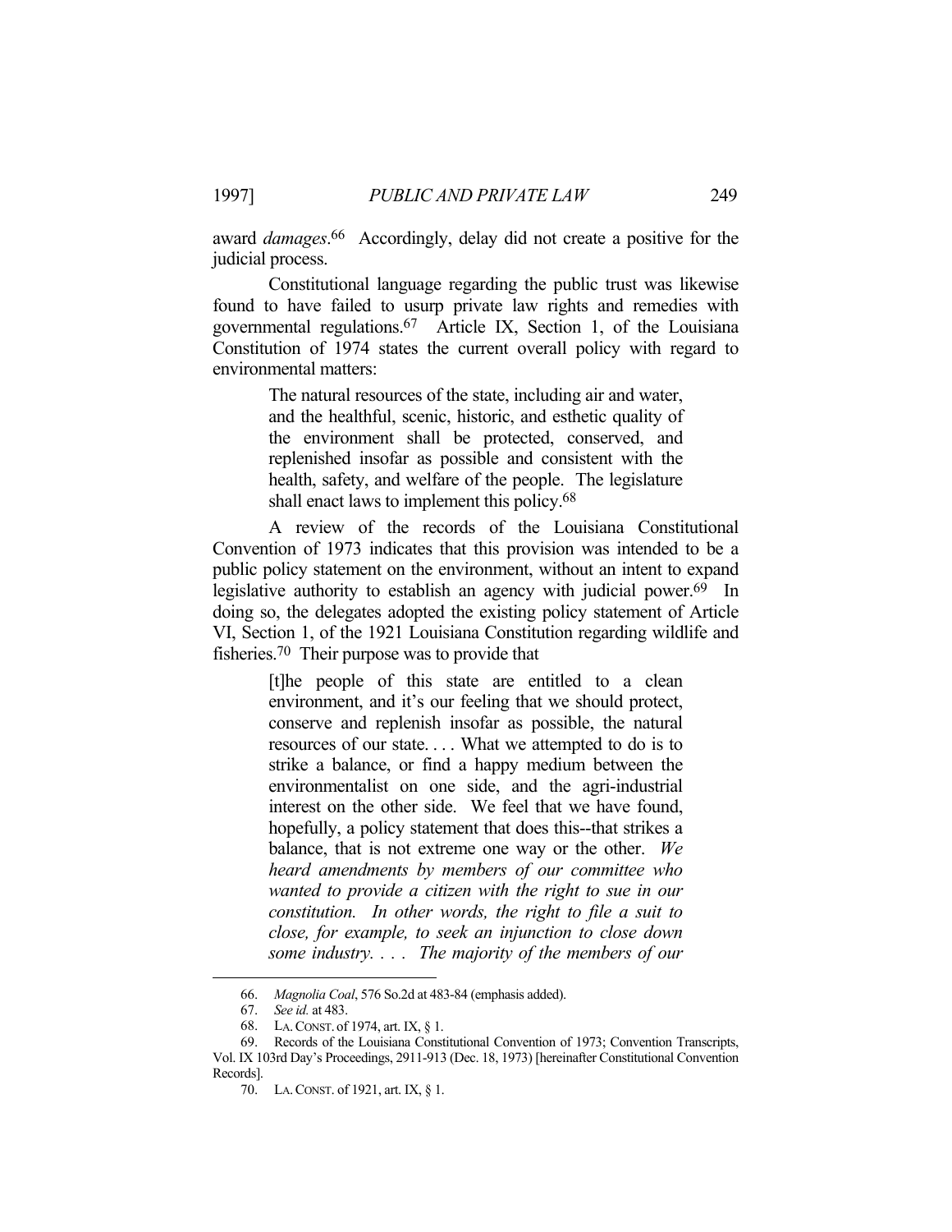award *damages*.[66] Accordingly, delay did not create a positive for the judicial process.

Constitutional language regarding the public trust was likewise found to have failed to usurp private law rights and remedies with governmental regulations.[67] Article IX, Section 1, of the Louisiana Constitution of 1974 states the current overall policy with regard to environmental matters:

> The natural resources of the state, including air and water, and the healthful, scenic, historic, and esthetic quality of the environment shall be protected, conserved, and replenished insofar as possible and consistent with the health, safety, and welfare of the people. The legislature shall enact laws to implement this policy.[68]

A review of the records of the Louisiana Constitutional Convention of 1973 indicates that this provision was intended to be a public policy statement on the environment, without an intent to expand legislative authority to establish an agency with judicial power.[69] In doing so, the delegates adopted the existing policy statement of Article VI, Section 1, of the 1921 Louisiana Constitution regarding wildlife and fisheries.[70] Their purpose was to provide that

> [t]he people of this state are entitled to a clean environment, and it's our feeling that we should protect, conserve and replenish insofar as possible, the natural resources of our state. . . . What we attempted to do is to strike a balance, or find a happy medium between the environmentalist on one side, and the agri-industrial interest on the other side. We feel that we have found, hopefully, a policy statement that does this--that strikes a balance, that is not extreme one way or the other. *We heard amendments by members of our committee who wanted to provide a citizen with the right to sue in our constitution. In other words, the right to file a suit to close, for example, to seek an injunction to close down some industry. . . . The majority of the members of our*

---

66. *Magnolia Coal*, 576 So.2d at 483-84 (emphasis added).

67. *See id.* at 483.

68. LA. CONST. of 1974, art. IX, § 1.

69. Records of the Louisiana Constitutional Convention of 1973; Convention Transcripts, Vol. IX 103rd Day's Proceedings, 2911-913 (Dec. 18, 1973) [hereinafter Constitutional Convention Records].

70. LA. CONST. of 1921, art. IX, § 1.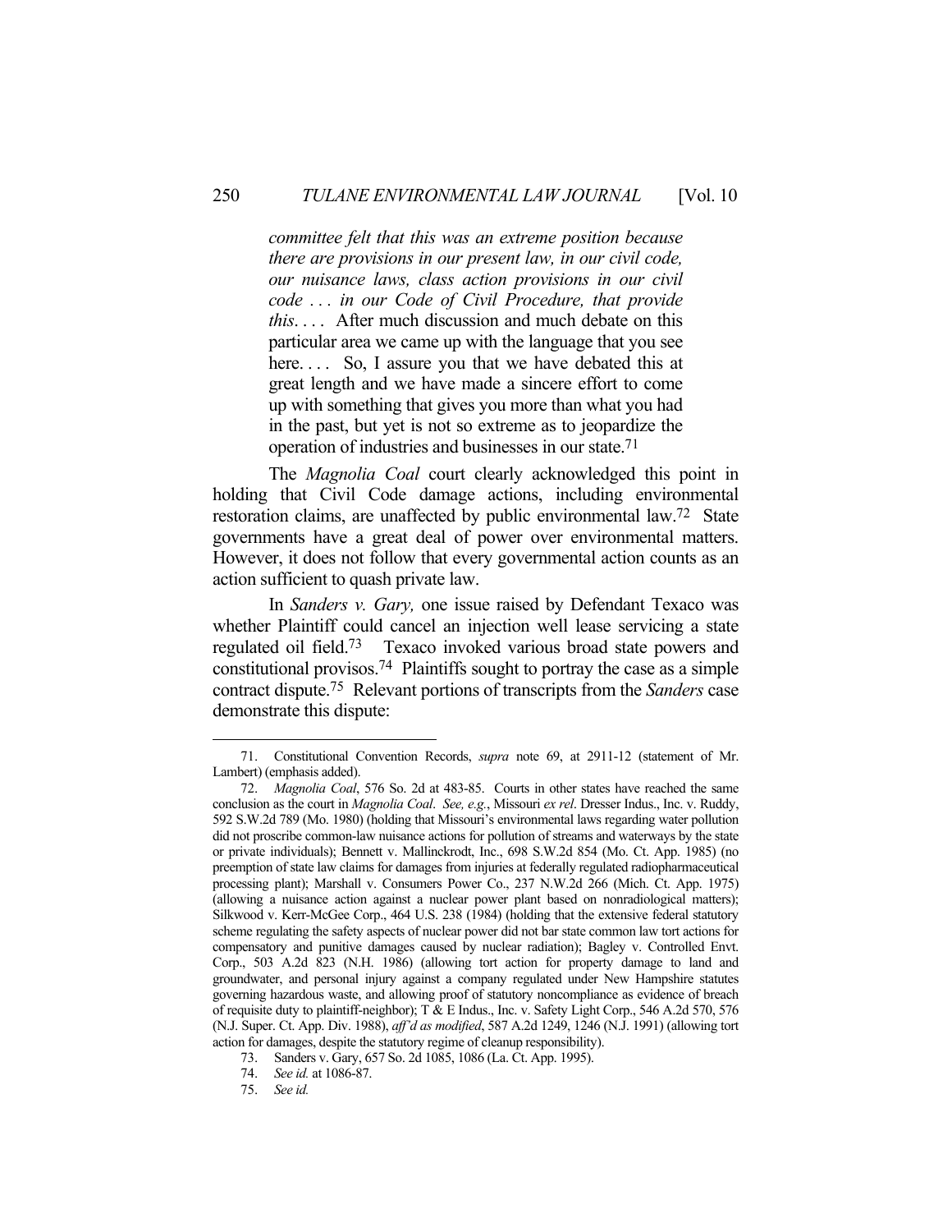> *committee felt that this was an extreme position because there are provisions in our present law, in our civil code, our nuisance laws, class action provisions in our civil code . . . in our Code of Civil Procedure, that provide this*. . . . After much discussion and much debate on this particular area we came up with the language that you see here. . . . So, I assure you that we have debated this at great length and we have made a sincere effort to come up with something that gives you more than what you had in the past, but yet is not so extreme as to jeopardize the operation of industries and businesses in our state.[71]

The *Magnolia Coal* court clearly acknowledged this point in holding that Civil Code damage actions, including environmental restoration claims, are unaffected by public environmental law.[72] State governments have a great deal of power over environmental matters. However, it does not follow that every governmental action counts as an action sufficient to quash private law.

In *Sanders v. Gary,* one issue raised by Defendant Texaco was whether Plaintiff could cancel an injection well lease servicing a state regulated oil field.[73] Texaco invoked various broad state powers and constitutional provisos.[74] Plaintiffs sought to portray the case as a simple contract dispute.[75] Relevant portions of transcripts from the *Sanders* case demonstrate this dispute:

---

71. Constitutional Convention Records, *supra* note 69, at 2911-12 (statement of Mr. Lambert) (emphasis added).

72. *Magnolia Coal*, 576 So. 2d at 483-85. Courts in other states have reached the same conclusion as the court in *Magnolia Coal*. *See, e.g.*, Missouri *ex rel*. Dresser Indus., Inc. v. Ruddy, 592 S.W.2d 789 (Mo. 1980) (holding that Missouri's environmental laws regarding water pollution did not proscribe common-law nuisance actions for pollution of streams and waterways by the state or private individuals); Bennett v. Mallinckrodt, Inc., 698 S.W.2d 854 (Mo. Ct. App. 1985) (no preemption of state law claims for damages from injuries at federally regulated radiopharmaceutical processing plant); Marshall v. Consumers Power Co., 237 N.W.2d 266 (Mich. Ct. App. 1975) (allowing a nuisance action against a nuclear power plant based on nonradiological matters); Silkwood v. Kerr-McGee Corp., 464 U.S. 238 (1984) (holding that the extensive federal statutory scheme regulating the safety aspects of nuclear power did not bar state common law tort actions for compensatory and punitive damages caused by nuclear radiation); Bagley v. Controlled Envt. Corp., 503 A.2d 823 (N.H. 1986) (allowing tort action for property damage to land and groundwater, and personal injury against a company regulated under New Hampshire statutes governing hazardous waste, and allowing proof of statutory noncompliance as evidence of breach of requisite duty to plaintiff-neighbor); T & E Indus., Inc. v. Safety Light Corp., 546 A.2d 570, 576 (N.J. Super. Ct. App. Div. 1988), *aff'd as modified*, 587 A.2d 1249, 1246 (N.J. 1991) (allowing tort action for damages, despite the statutory regime of cleanup responsibility).

73. Sanders v. Gary, 657 So. 2d 1085, 1086 (La. Ct. App. 1995).

74. *See id.* at 1086-87.

75. *See id.*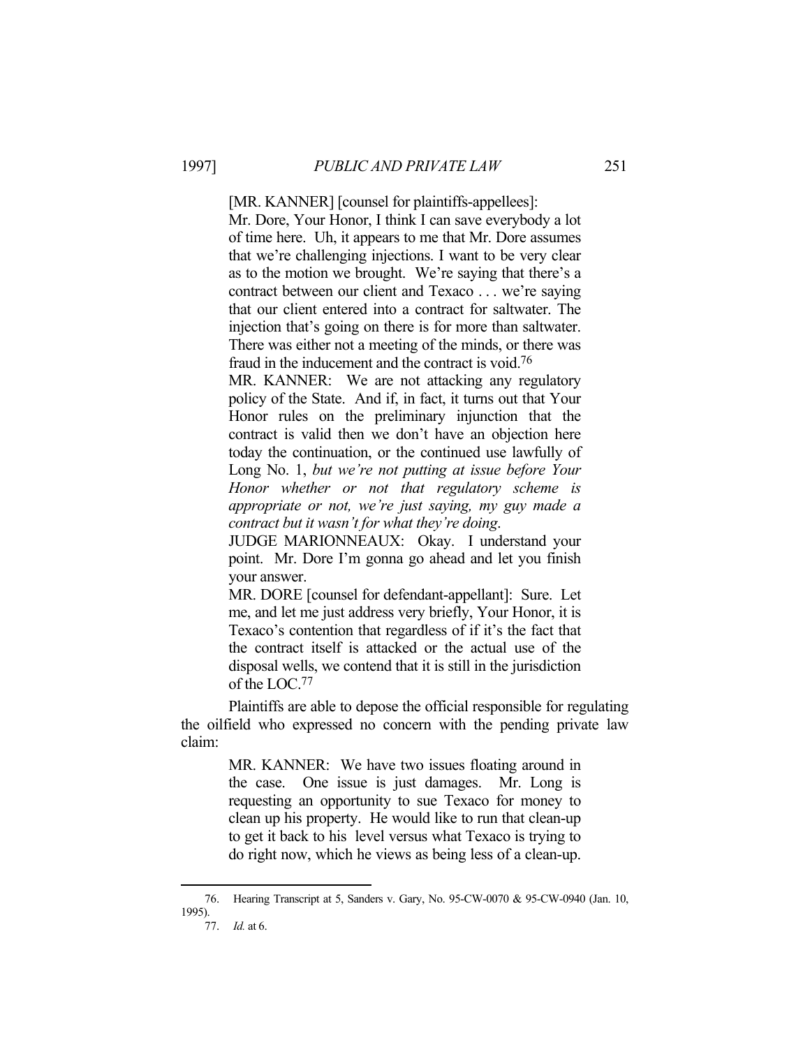> [MR. KANNER] [counsel for plaintiffs-appellees]:
> Mr. Dore, Your Honor, I think I can save everybody a lot of time here. Uh, it appears to me that Mr. Dore assumes that we're challenging injections. I want to be very clear as to the motion we brought. We're saying that there's a contract between our client and Texaco . . . we're saying that our client entered into a contract for saltwater. The injection that's going on there is for more than saltwater. There was either not a meeting of the minds, or there was fraud in the inducement and the contract is void.[76]
>
> MR. KANNER: We are not attacking any regulatory policy of the State. And if, in fact, it turns out that Your Honor rules on the preliminary injunction that the contract is valid then we don't have an objection here today the continuation, or the continued use lawfully of Long No. 1, *but we're not putting at issue before Your Honor whether or not that regulatory scheme is appropriate or not, we're just saying, my guy made a contract but it wasn't for what they're doing.*
>
> JUDGE MARIONNEAUX: Okay. I understand your point. Mr. Dore I'm gonna go ahead and let you finish your answer.
>
> MR. DORE [counsel for defendant-appellant]: Sure. Let me, and let me just address very briefly, Your Honor, it is Texaco's contention that regardless of if it's the fact that the contract itself is attacked or the actual use of the disposal wells, we contend that it is still in the jurisdiction of the LOC.[77]

Plaintiffs are able to depose the official responsible for regulating the oilfield who expressed no concern with the pending private law claim:

> MR. KANNER: We have two issues floating around in the case. One issue is just damages. Mr. Long is requesting an opportunity to sue Texaco for money to clean up his property. He would like to run that clean-up to get it back to his level versus what Texaco is trying to do right now, which he views as being less of a clean-up.

---

76. Hearing Transcript at 5, Sanders v. Gary, No. 95-CW-0070 & 95-CW-0940 (Jan. 10, 1995).

77. *Id.* at 6.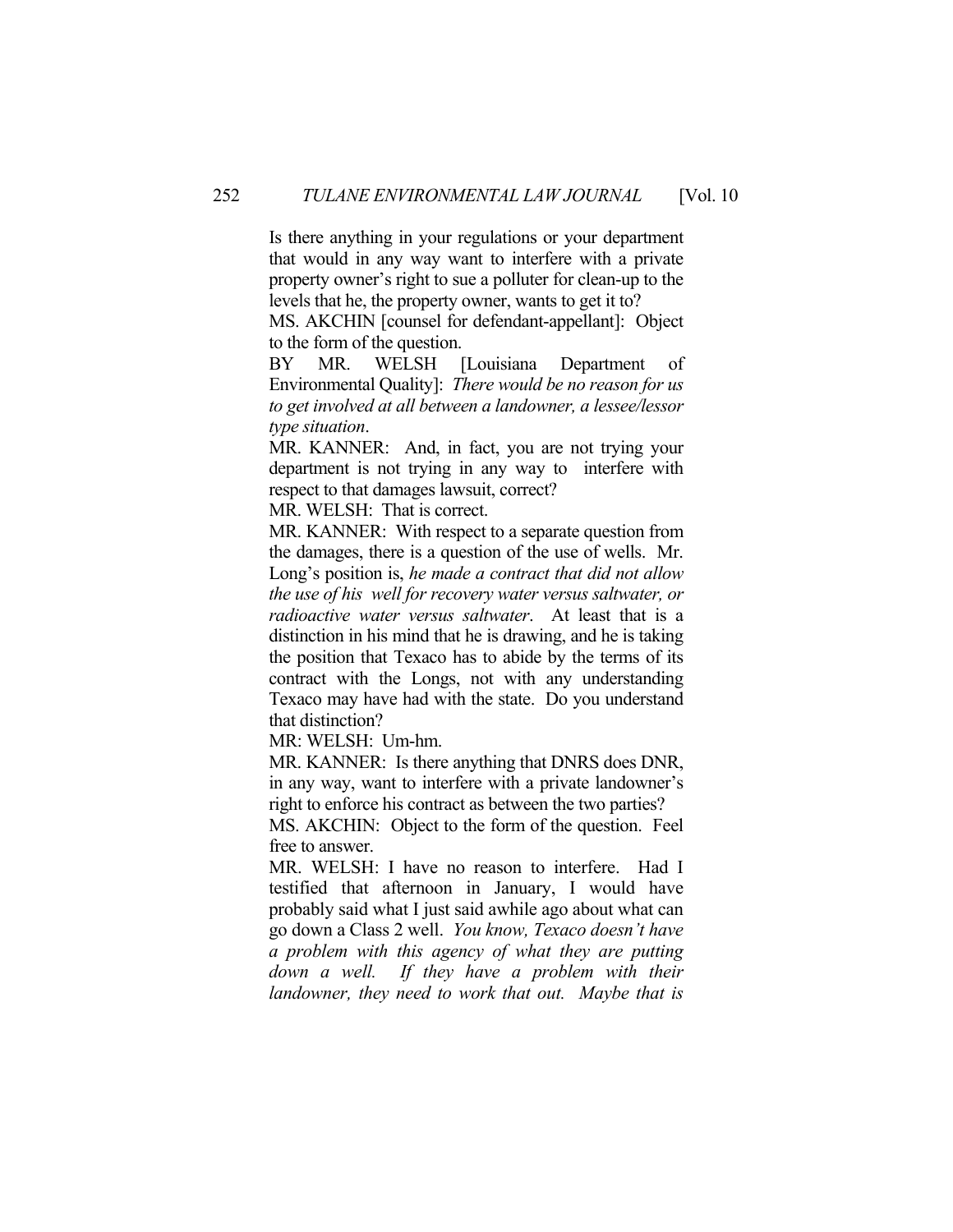Is there anything in your regulations or your department that would in any way want to interfere with a private property owner's right to sue a polluter for clean-up to the levels that he, the property owner, wants to get it to?

MS. AKCHIN [counsel for defendant-appellant]: Object to the form of the question.

BY MR. WELSH [Louisiana Department of Environmental Quality]: *There would be no reason for us to get involved at all between a landowner, a lessee/lessor type situation*.

MR. KANNER: And, in fact, you are not trying your department is not trying in any way to interfere with respect to that damages lawsuit, correct?

MR. WELSH: That is correct.

MR. KANNER: With respect to a separate question from the damages, there is a question of the use of wells. Mr. Long's position is, *he made a contract that did not allow the use of his well for recovery water versus saltwater, or radioactive water versus saltwater*. At least that is a distinction in his mind that he is drawing, and he is taking the position that Texaco has to abide by the terms of its contract with the Longs, not with any understanding Texaco may have had with the state. Do you understand that distinction?

MR: WELSH: Um-hm.

MR. KANNER: Is there anything that DNRS does DNR, in any way, want to interfere with a private landowner's right to enforce his contract as between the two parties?

MS. AKCHIN: Object to the form of the question. Feel free to answer.

MR. WELSH: I have no reason to interfere. Had I testified that afternoon in January, I would have probably said what I just said awhile ago about what can go down a Class 2 well. *You know, Texaco doesn't have a problem with this agency of what they are putting down a well. If they have a problem with their landowner, they need to work that out. Maybe that is*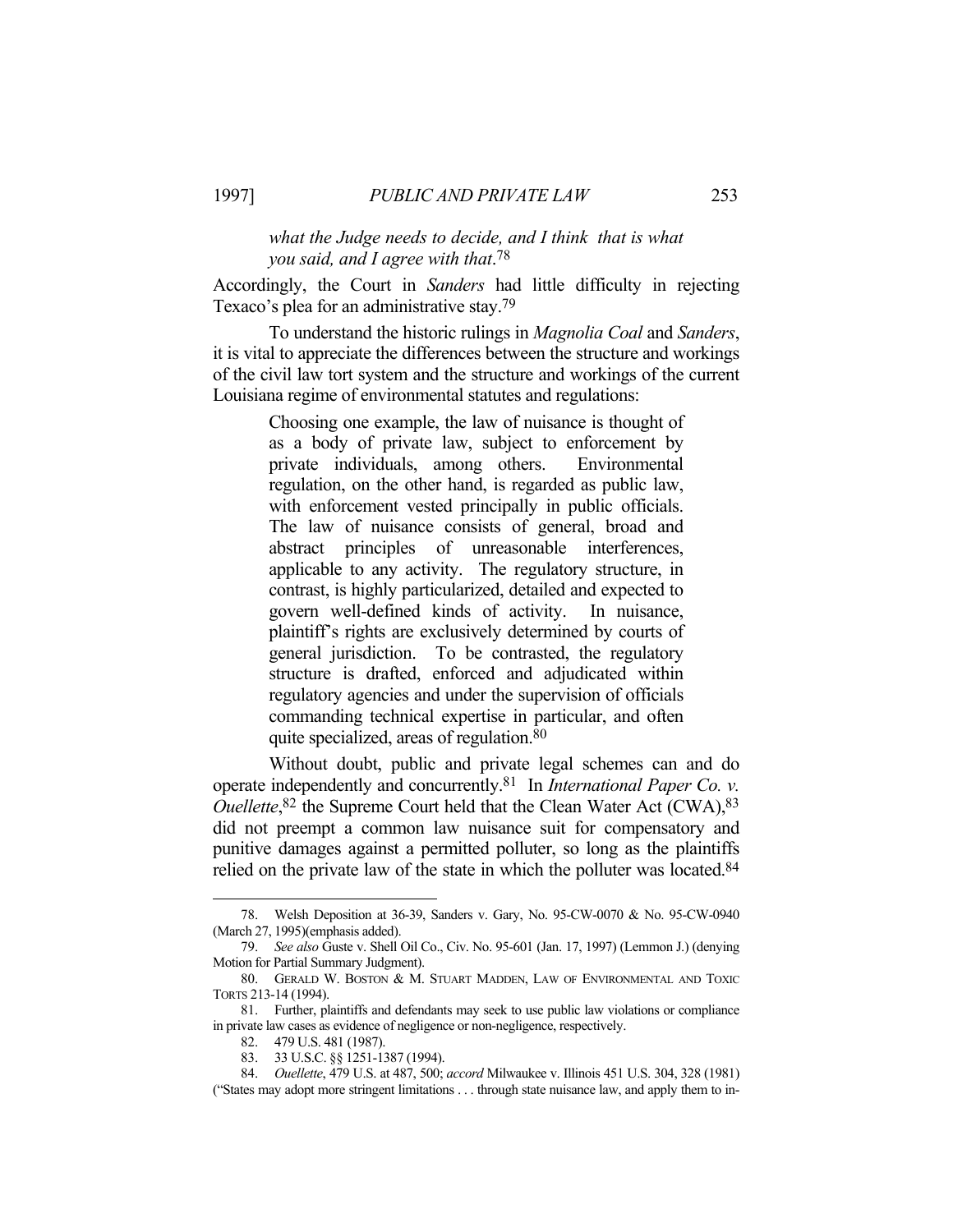> *what the Judge needs to decide, and I think that is what you said, and I agree with that*.[78]

Accordingly, the Court in *Sanders* had little difficulty in rejecting Texaco's plea for an administrative stay.[79]

To understand the historic rulings in *Magnolia Coal* and *Sanders*, it is vital to appreciate the differences between the structure and workings of the civil law tort system and the structure and workings of the current Louisiana regime of environmental statutes and regulations:

> Choosing one example, the law of nuisance is thought of as a body of private law, subject to enforcement by private individuals, among others. Environmental regulation, on the other hand, is regarded as public law, with enforcement vested principally in public officials. The law of nuisance consists of general, broad and abstract principles of unreasonable interferences, applicable to any activity. The regulatory structure, in contrast, is highly particularized, detailed and expected to govern well-defined kinds of activity. In nuisance, plaintiff's rights are exclusively determined by courts of general jurisdiction. To be contrasted, the regulatory structure is drafted, enforced and adjudicated within regulatory agencies and under the supervision of officials commanding technical expertise in particular, and often quite specialized, areas of regulation.[80]

Without doubt, public and private legal schemes can and do operate independently and concurrently.[81] In *International Paper Co. v. Ouellette*,[82] the Supreme Court held that the Clean Water Act (CWA),[83] did not preempt a common law nuisance suit for compensatory and punitive damages against a permitted polluter, so long as the plaintiffs relied on the private law of the state in which the polluter was located.[84]

---

78. Welsh Deposition at 36-39, Sanders v. Gary, No. 95-CW-0070 & No. 95-CW-0940 (March 27, 1995)(emphasis added).

79. *See also* Guste v. Shell Oil Co., Civ. No. 95-601 (Jan. 17, 1997) (Lemmon J.) (denying Motion for Partial Summary Judgment).

80. GERALD W. BOSTON & M. STUART MADDEN, LAW OF ENVIRONMENTAL AND TOXIC TORTS 213-14 (1994).

81. Further, plaintiffs and defendants may seek to use public law violations or compliance in private law cases as evidence of negligence or non-negligence, respectively.

82. 479 U.S. 481 (1987).

83. 33 U.S.C. §§ 1251-1387 (1994).

84. *Ouellette*, 479 U.S. at 487, 500; *accord* Milwaukee v. Illinois 451 U.S. 304, 328 (1981) ("States may adopt more stringent limitations . . . through state nuisance law, and apply them to in-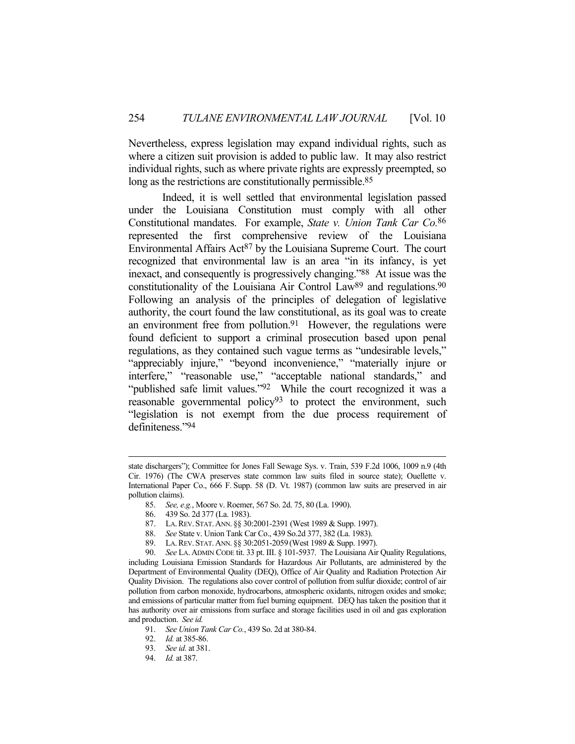Nevertheless, express legislation may expand individual rights, such as where a citizen suit provision is added to public law. It may also restrict individual rights, such as where private rights are expressly preempted, so long as the restrictions are constitutionally permissible.[85]

Indeed, it is well settled that environmental legislation passed under the Louisiana Constitution must comply with all other Constitutional mandates. For example, *State v. Union Tank Car Co.*[86] represented the first comprehensive review of the Louisiana Environmental Affairs Act[87] by the Louisiana Supreme Court. The court recognized that environmental law is an area "in its infancy, is yet inexact, and consequently is progressively changing."[88] At issue was the constitutionality of the Louisiana Air Control Law[89] and regulations.[90] Following an analysis of the principles of delegation of legislative authority, the court found the law constitutional, as its goal was to create an environment free from pollution.[91] However, the regulations were found deficient to support a criminal prosecution based upon penal regulations, as they contained such vague terms as "undesirable levels," "appreciably injure," "beyond inconvenience," "materially injure or interfere," "reasonable use," "acceptable national standards," and "published safe limit values."[92] While the court recognized it was a reasonable governmental policy[93] to protect the environment, such "legislation is not exempt from the due process requirement of definiteness."[94]

---

state dischargers"); Committee for Jones Fall Sewage Sys. v. Train, 539 F.2d 1006, 1009 n.9 (4th Cir. 1976) (The CWA preserves state common law suits filed in source state); Ouellette v. International Paper Co., 666 F. Supp. 58 (D. Vt. 1987) (common law suits are preserved in air pollution claims).

85. *See, e.g.*, Moore v. Roemer, 567 So. 2d. 75, 80 (La. 1990).

86. 439 So. 2d 377 (La. 1983).

87. LA. REV. STAT. ANN. §§ 30:2001-2391 (West 1989 & Supp. 1997).

88. *See* State v. Union Tank Car Co., 439 So.2d 377, 382 (La. 1983).

89. LA. REV. STAT. ANN. §§ 30:2051-2059 (West 1989 & Supp. 1997).

90. *See* LA. ADMIN CODE tit. 33 pt. III. § 101-5937. The Louisiana Air Quality Regulations, including Louisiana Emission Standards for Hazardous Air Pollutants, are administered by the Department of Environmental Quality (DEQ), Office of Air Quality and Radiation Protection Air Quality Division. The regulations also cover control of pollution from sulfur dioxide; control of air pollution from carbon monoxide, hydrocarbons, atmospheric oxidants, nitrogen oxides and smoke; and emissions of particular matter from fuel burning equipment. DEQ has taken the position that it has authority over air emissions from surface and storage facilities used in oil and gas exploration and production. *See id.*

91. *See Union Tank Car Co.*, 439 So. 2d at 380-84.

92. *Id.* at 385-86.

93. *See id.* at 381.

94. *Id.* at 387.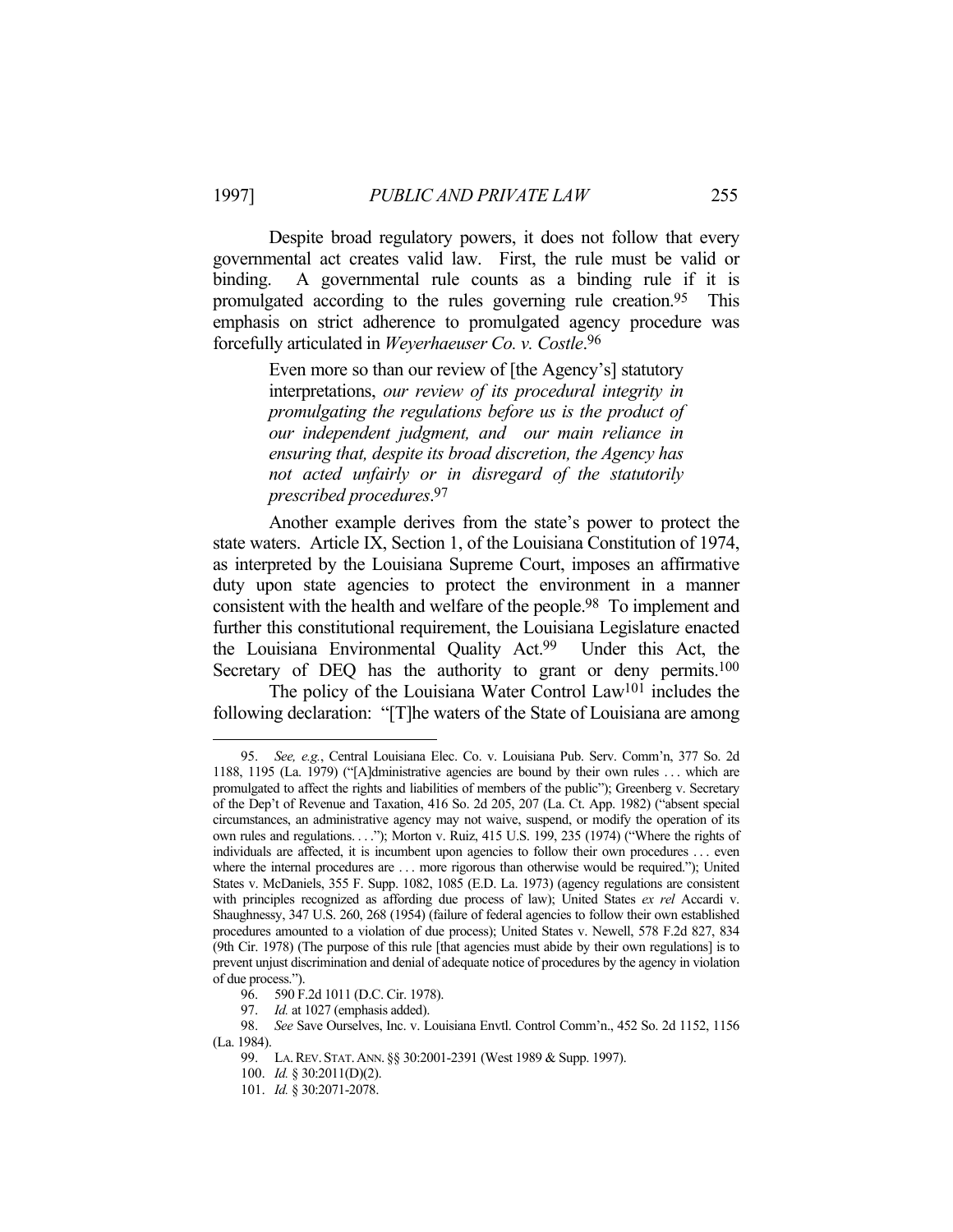Despite broad regulatory powers, it does not follow that every governmental act creates valid law. First, the rule must be valid or binding. A governmental rule counts as a binding rule if it is promulgated according to the rules governing rule creation.[95] This emphasis on strict adherence to promulgated agency procedure was forcefully articulated in *Weyerhaeuser Co. v. Costle*.[96]

> Even more so than our review of [the Agency's] statutory interpretations, *our review of its procedural integrity in promulgating the regulations before us is the product of our independent judgment, and our main reliance in ensuring that, despite its broad discretion, the Agency has not acted unfairly or in disregard of the statutorily prescribed procedures*.[97]

Another example derives from the state's power to protect the state waters. Article IX, Section 1, of the Louisiana Constitution of 1974, as interpreted by the Louisiana Supreme Court, imposes an affirmative duty upon state agencies to protect the environment in a manner consistent with the health and welfare of the people.[98] To implement and further this constitutional requirement, the Louisiana Legislature enacted the Louisiana Environmental Quality Act.[99] Under this Act, the Secretary of DEQ has the authority to grant or deny permits.[100]

The policy of the Louisiana Water Control Law[101] includes the following declaration: "[T]he waters of the State of Louisiana are among

---

95. *See, e.g.*, Central Louisiana Elec. Co. v. Louisiana Pub. Serv. Comm'n, 377 So. 2d 1188, 1195 (La. 1979) ("[A]dministrative agencies are bound by their own rules . . . which are promulgated to affect the rights and liabilities of members of the public"); Greenberg v. Secretary of the Dep't of Revenue and Taxation, 416 So. 2d 205, 207 (La. Ct. App. 1982) ("absent special circumstances, an administrative agency may not waive, suspend, or modify the operation of its own rules and regulations. . . ."); Morton v. Ruiz, 415 U.S. 199, 235 (1974) ("Where the rights of individuals are affected, it is incumbent upon agencies to follow their own procedures . . . even where the internal procedures are . . . more rigorous than otherwise would be required."); United States v. McDaniels, 355 F. Supp. 1082, 1085 (E.D. La. 1973) (agency regulations are consistent with principles recognized as affording due process of law); United States *ex rel* Accardi v. Shaughnessy, 347 U.S. 260, 268 (1954) (failure of federal agencies to follow their own established procedures amounted to a violation of due process); United States v. Newell, 578 F.2d 827, 834 (9th Cir. 1978) (The purpose of this rule [that agencies must abide by their own regulations] is to prevent unjust discrimination and denial of adequate notice of procedures by the agency in violation of due process.").

96. 590 F.2d 1011 (D.C. Cir. 1978).

97. *Id.* at 1027 (emphasis added).

98. *See* Save Ourselves, Inc. v. Louisiana Envtl. Control Comm'n., 452 So. 2d 1152, 1156 (La. 1984).

99. LA. REV. STAT. ANN. §§ 30:2001-2391 (West 1989 & Supp. 1997).

100. *Id.* § 30:2011(D)(2).

101. *Id.* § 30:2071-2078.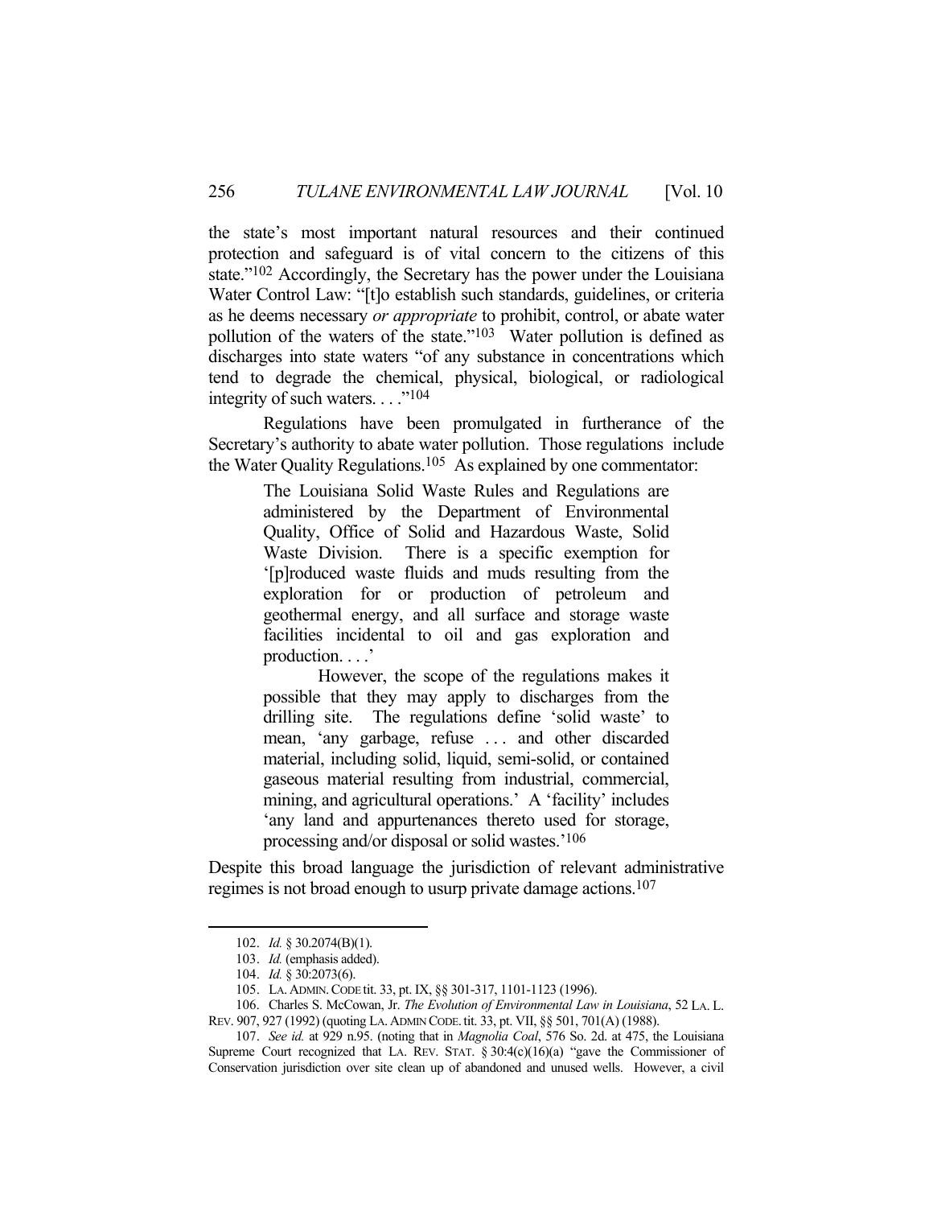the state's most important natural resources and their continued protection and safeguard is of vital concern to the citizens of this state."[102] Accordingly, the Secretary has the power under the Louisiana Water Control Law: "[t]o establish such standards, guidelines, or criteria as he deems necessary *or appropriate* to prohibit, control, or abate water pollution of the waters of the state."[103] Water pollution is defined as discharges into state waters "of any substance in concentrations which tend to degrade the chemical, physical, biological, or radiological integrity of such waters. . . ."[104]

Regulations have been promulgated in furtherance of the Secretary's authority to abate water pollution. Those regulations include the Water Quality Regulations.[105] As explained by one commentator:

> The Louisiana Solid Waste Rules and Regulations are administered by the Department of Environmental Quality, Office of Solid and Hazardous Waste, Solid Waste Division. There is a specific exemption for '[p]roduced waste fluids and muds resulting from the exploration for or production of petroleum and geothermal energy, and all surface and storage waste facilities incidental to oil and gas exploration and production. . . .'
>
> However, the scope of the regulations makes it possible that they may apply to discharges from the drilling site. The regulations define 'solid waste' to mean, 'any garbage, refuse . . . and other discarded material, including solid, liquid, semi-solid, or contained gaseous material resulting from industrial, commercial, mining, and agricultural operations.' A 'facility' includes 'any land and appurtenances thereto used for storage, processing and/or disposal or solid wastes.'[106]

Despite this broad language the jurisdiction of relevant administrative regimes is not broad enough to usurp private damage actions.[107]

---

102. *Id.* § 30.2074(B)(1).

103. *Id.* (emphasis added).

104. *Id.* § 30:2073(6).

105. LA. ADMIN. CODE tit. 33, pt. IX, §§ 301-317, 1101-1123 (1996).

106. Charles S. McCowan, Jr. *The Evolution of Environmental Law in Louisiana*, 52 LA. L. REV. 907, 927 (1992) (quoting LA. ADMIN CODE. tit. 33, pt. VII, §§ 501, 701(A) (1988).

107. *See id.* at 929 n.95. (noting that in *Magnolia Coal*, 576 So. 2d. at 475, the Louisiana Supreme Court recognized that LA. REV. STAT. § 30:4(c)(16)(a) "gave the Commissioner of Conservation jurisdiction over site clean up of abandoned and unused wells. However, a civil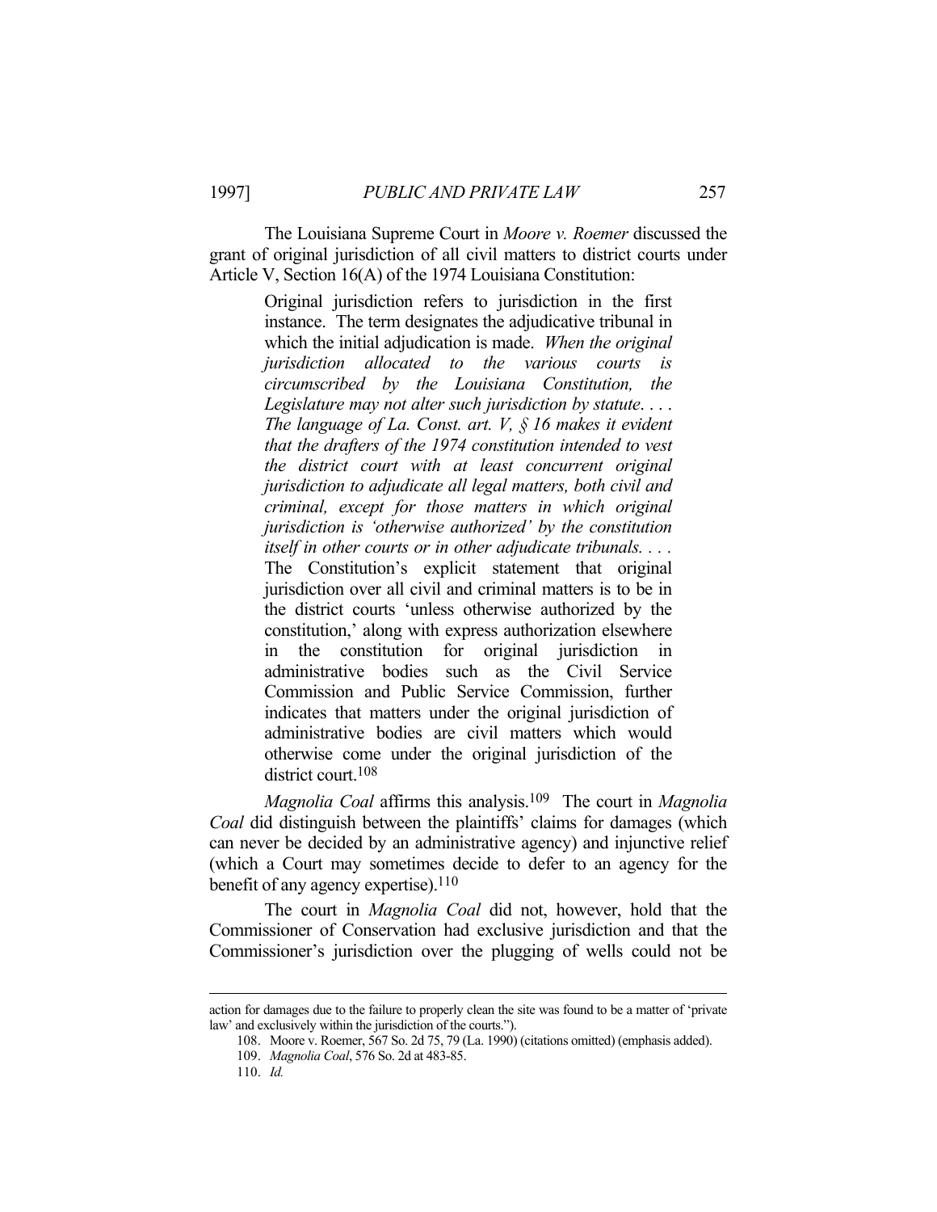The Louisiana Supreme Court in *Moore v. Roemer* discussed the grant of original jurisdiction of all civil matters to district courts under Article V, Section 16(A) of the 1974 Louisiana Constitution:

> Original jurisdiction refers to jurisdiction in the first instance. The term designates the adjudicative tribunal in which the initial adjudication is made. *When the original jurisdiction allocated to the various courts is circumscribed by the Louisiana Constitution, the Legislature may not alter such jurisdiction by statute. . . . The language of La. Const. art. V, § 16 makes it evident that the drafters of the 1974 constitution intended to vest the district court with at least concurrent original jurisdiction to adjudicate all legal matters, both civil and criminal, except for those matters in which original jurisdiction is 'otherwise authorized' by the constitution itself in other courts or in other adjudicate tribunals. . . .* The Constitution's explicit statement that original jurisdiction over all civil and criminal matters is to be in the district courts 'unless otherwise authorized by the constitution,' along with express authorization elsewhere in the constitution for original jurisdiction in administrative bodies such as the Civil Service Commission and Public Service Commission, further indicates that matters under the original jurisdiction of administrative bodies are civil matters which would otherwise come under the original jurisdiction of the district court.[108]

*Magnolia Coal* affirms this analysis.[109] The court in *Magnolia Coal* did distinguish between the plaintiffs' claims for damages (which can never be decided by an administrative agency) and injunctive relief (which a Court may sometimes decide to defer to an agency for the benefit of any agency expertise).[110]

The court in *Magnolia Coal* did not, however, hold that the Commissioner of Conservation had exclusive jurisdiction and that the Commissioner's jurisdiction over the plugging of wells could not be

---

action for damages due to the failure to properly clean the site was found to be a matter of 'private law' and exclusively within the jurisdiction of the courts.").

108. Moore v. Roemer, 567 So. 2d 75, 79 (La. 1990) (citations omitted) (emphasis added).

109. *Magnolia Coal*, 576 So. 2d at 483-85.

110. *Id.*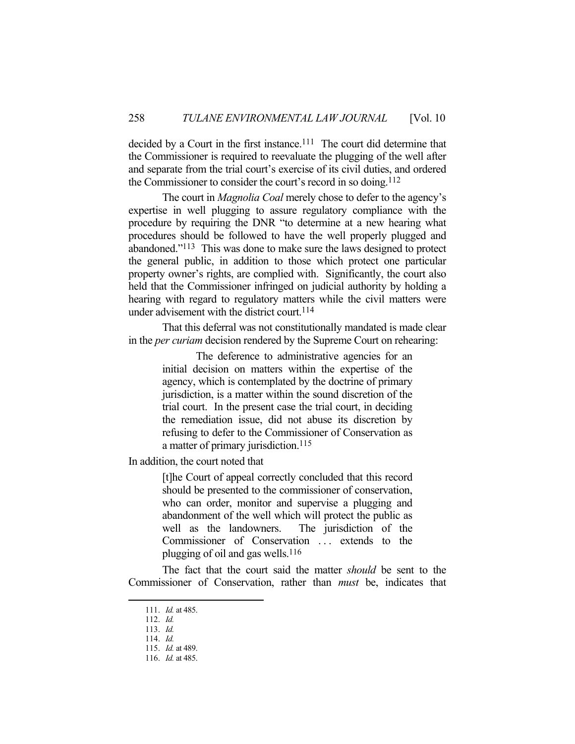decided by a Court in the first instance.[111] The court did determine that the Commissioner is required to reevaluate the plugging of the well after and separate from the trial court's exercise of its civil duties, and ordered the Commissioner to consider the court's record in so doing.[112]

The court in *Magnolia Coal* merely chose to defer to the agency's expertise in well plugging to assure regulatory compliance with the procedure by requiring the DNR "to determine at a new hearing what procedures should be followed to have the well properly plugged and abandoned."[113] This was done to make sure the laws designed to protect the general public, in addition to those which protect one particular property owner's rights, are complied with. Significantly, the court also held that the Commissioner infringed on judicial authority by holding a hearing with regard to regulatory matters while the civil matters were under advisement with the district court.[114]

That this deferral was not constitutionally mandated is made clear in the *per curiam* decision rendered by the Supreme Court on rehearing:

> The deference to administrative agencies for an initial decision on matters within the expertise of the agency, which is contemplated by the doctrine of primary jurisdiction, is a matter within the sound discretion of the trial court. In the present case the trial court, in deciding the remediation issue, did not abuse its discretion by refusing to defer to the Commissioner of Conservation as a matter of primary jurisdiction.[115]

In addition, the court noted that

> [t]he Court of appeal correctly concluded that this record should be presented to the commissioner of conservation, who can order, monitor and supervise a plugging and abandonment of the well which will protect the public as well as the landowners. The jurisdiction of the Commissioner of Conservation . . . extends to the plugging of oil and gas wells.[116]

The fact that the court said the matter *should* be sent to the Commissioner of Conservation, rather than *must* be, indicates that

---

111. *Id.* at 485.
112. *Id.*
113. *Id.*
114. *Id.*
115. *Id.* at 489.
116. *Id.* at 485.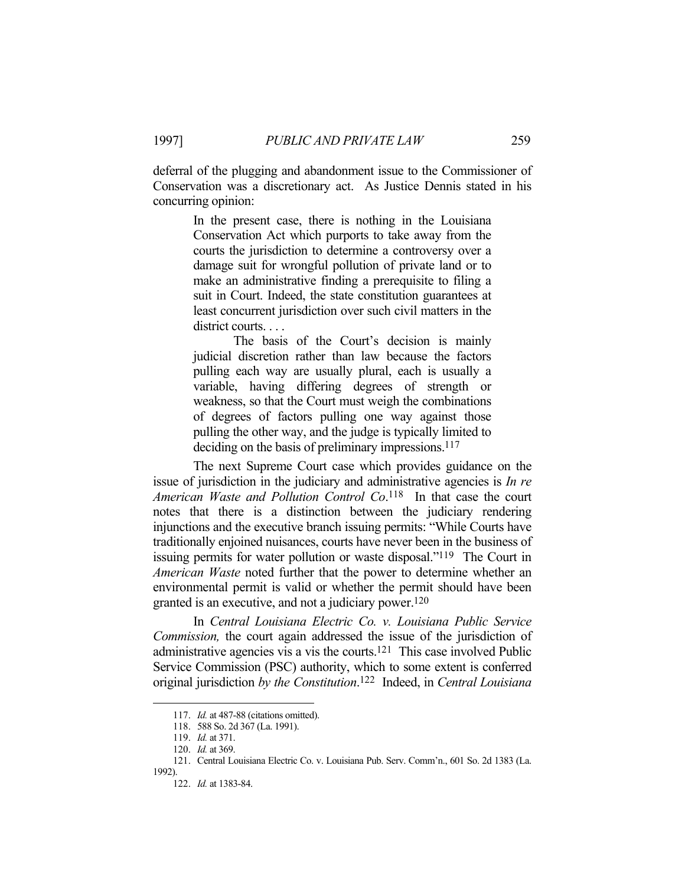deferral of the plugging and abandonment issue to the Commissioner of Conservation was a discretionary act. As Justice Dennis stated in his concurring opinion:

> In the present case, there is nothing in the Louisiana Conservation Act which purports to take away from the courts the jurisdiction to determine a controversy over a damage suit for wrongful pollution of private land or to make an administrative finding a prerequisite to filing a suit in Court. Indeed, the state constitution guarantees at least concurrent jurisdiction over such civil matters in the district courts. . . .
>
> The basis of the Court's decision is mainly judicial discretion rather than law because the factors pulling each way are usually plural, each is usually a variable, having differing degrees of strength or weakness, so that the Court must weigh the combinations of degrees of factors pulling one way against those pulling the other way, and the judge is typically limited to deciding on the basis of preliminary impressions.[117]

The next Supreme Court case which provides guidance on the issue of jurisdiction in the judiciary and administrative agencies is *In re American Waste and Pollution Control Co*.[118] In that case the court notes that there is a distinction between the judiciary rendering injunctions and the executive branch issuing permits: "While Courts have traditionally enjoined nuisances, courts have never been in the business of issuing permits for water pollution or waste disposal."[119] The Court in *American Waste* noted further that the power to determine whether an environmental permit is valid or whether the permit should have been granted is an executive, and not a judiciary power.[120]

In *Central Louisiana Electric Co. v. Louisiana Public Service Commission,* the court again addressed the issue of the jurisdiction of administrative agencies vis a vis the courts.[121] This case involved Public Service Commission (PSC) authority, which to some extent is conferred original jurisdiction *by the Constitution*.[122] Indeed, in *Central Louisiana*

---

117. *Id.* at 487-88 (citations omitted).

118. 588 So. 2d 367 (La. 1991).

119. *Id.* at 371.

120. *Id.* at 369.

121. Central Louisiana Electric Co. v. Louisiana Pub. Serv. Comm'n., 601 So. 2d 1383 (La. 1992).

122. *Id.* at 1383-84.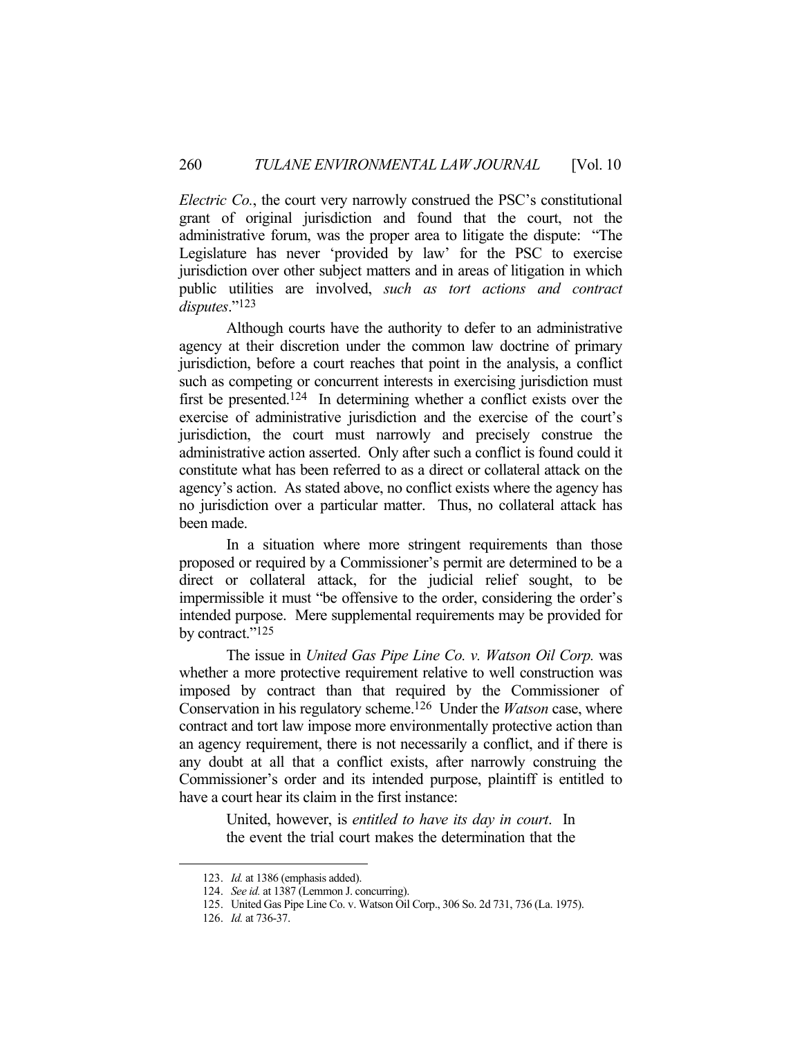*Electric Co.*, the court very narrowly construed the PSC's constitutional grant of original jurisdiction and found that the court, not the administrative forum, was the proper area to litigate the dispute: "The Legislature has never 'provided by law' for the PSC to exercise jurisdiction over other subject matters and in areas of litigation in which public utilities are involved, *such as tort actions and contract disputes*."[123]

Although courts have the authority to defer to an administrative agency at their discretion under the common law doctrine of primary jurisdiction, before a court reaches that point in the analysis, a conflict such as competing or concurrent interests in exercising jurisdiction must first be presented.[124] In determining whether a conflict exists over the exercise of administrative jurisdiction and the exercise of the court's jurisdiction, the court must narrowly and precisely construe the administrative action asserted. Only after such a conflict is found could it constitute what has been referred to as a direct or collateral attack on the agency's action. As stated above, no conflict exists where the agency has no jurisdiction over a particular matter. Thus, no collateral attack has been made.

In a situation where more stringent requirements than those proposed or required by a Commissioner's permit are determined to be a direct or collateral attack, for the judicial relief sought, to be impermissible it must "be offensive to the order, considering the order's intended purpose. Mere supplemental requirements may be provided for by contract."[125]

The issue in *United Gas Pipe Line Co. v. Watson Oil Corp.* was whether a more protective requirement relative to well construction was imposed by contract than that required by the Commissioner of Conservation in his regulatory scheme.[126] Under the *Watson* case, where contract and tort law impose more environmentally protective action than an agency requirement, there is not necessarily a conflict, and if there is any doubt at all that a conflict exists, after narrowly construing the Commissioner's order and its intended purpose, plaintiff is entitled to have a court hear its claim in the first instance:

> United, however, is *entitled to have its day in court*. In the event the trial court makes the determination that the

---

123. *Id.* at 1386 (emphasis added).

124. *See id.* at 1387 (Lemmon J. concurring).

125. United Gas Pipe Line Co. v. Watson Oil Corp., 306 So. 2d 731, 736 (La. 1975).

126. *Id.* at 736-37.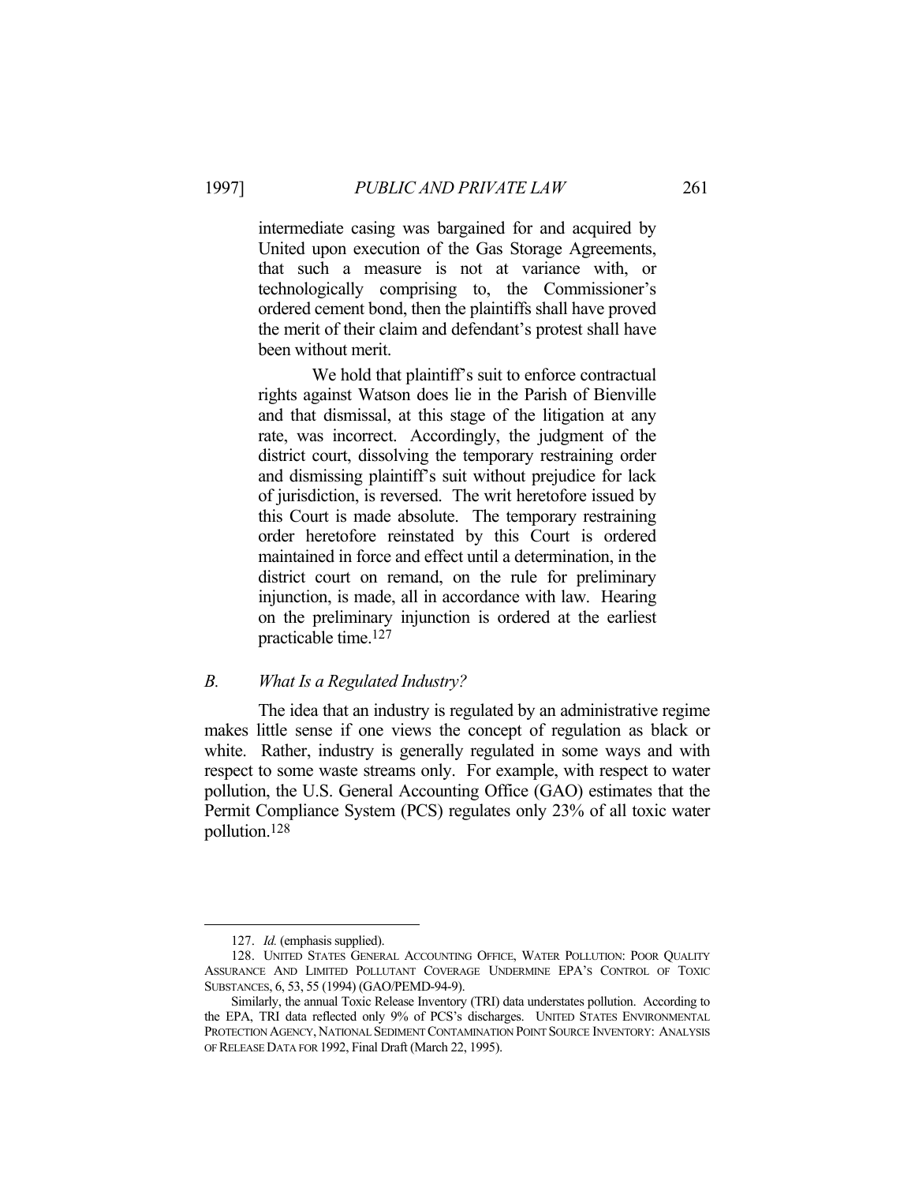> intermediate casing was bargained for and acquired by United upon execution of the Gas Storage Agreements, that such a measure is not at variance with, or technologically comprising to, the Commissioner's ordered cement bond, then the plaintiffs shall have proved the merit of their claim and defendant's protest shall have been without merit.
>
> We hold that plaintiff's suit to enforce contractual rights against Watson does lie in the Parish of Bienville and that dismissal, at this stage of the litigation at any rate, was incorrect. Accordingly, the judgment of the district court, dissolving the temporary restraining order and dismissing plaintiff's suit without prejudice for lack of jurisdiction, is reversed. The writ heretofore issued by this Court is made absolute. The temporary restraining order heretofore reinstated by this Court is ordered maintained in force and effect until a determination, in the district court on remand, on the rule for preliminary injunction, is made, all in accordance with law. Hearing on the preliminary injunction is ordered at the earliest practicable time.[127]

### B. *What Is a Regulated Industry?*

The idea that an industry is regulated by an administrative regime makes little sense if one views the concept of regulation as black or white. Rather, industry is generally regulated in some ways and with respect to some waste streams only. For example, with respect to water pollution, the U.S. General Accounting Office (GAO) estimates that the Permit Compliance System (PCS) regulates only 23% of all toxic water pollution.[128]

---

127. *Id.* (emphasis supplied).

128. UNITED STATES GENERAL ACCOUNTING OFFICE, WATER POLLUTION: POOR QUALITY ASSURANCE AND LIMITED POLLUTANT COVERAGE UNDERMINE EPA'S CONTROL OF TOXIC SUBSTANCES, 6, 53, 55 (1994) (GAO/PEMD-94-9).

Similarly, the annual Toxic Release Inventory (TRI) data understates pollution. According to the EPA, TRI data reflected only 9% of PCS's discharges. UNITED STATES ENVIRONMENTAL PROTECTION AGENCY, NATIONAL SEDIMENT CONTAMINATION POINT SOURCE INVENTORY: ANALYSIS OF RELEASE DATA FOR 1992, Final Draft (March 22, 1995).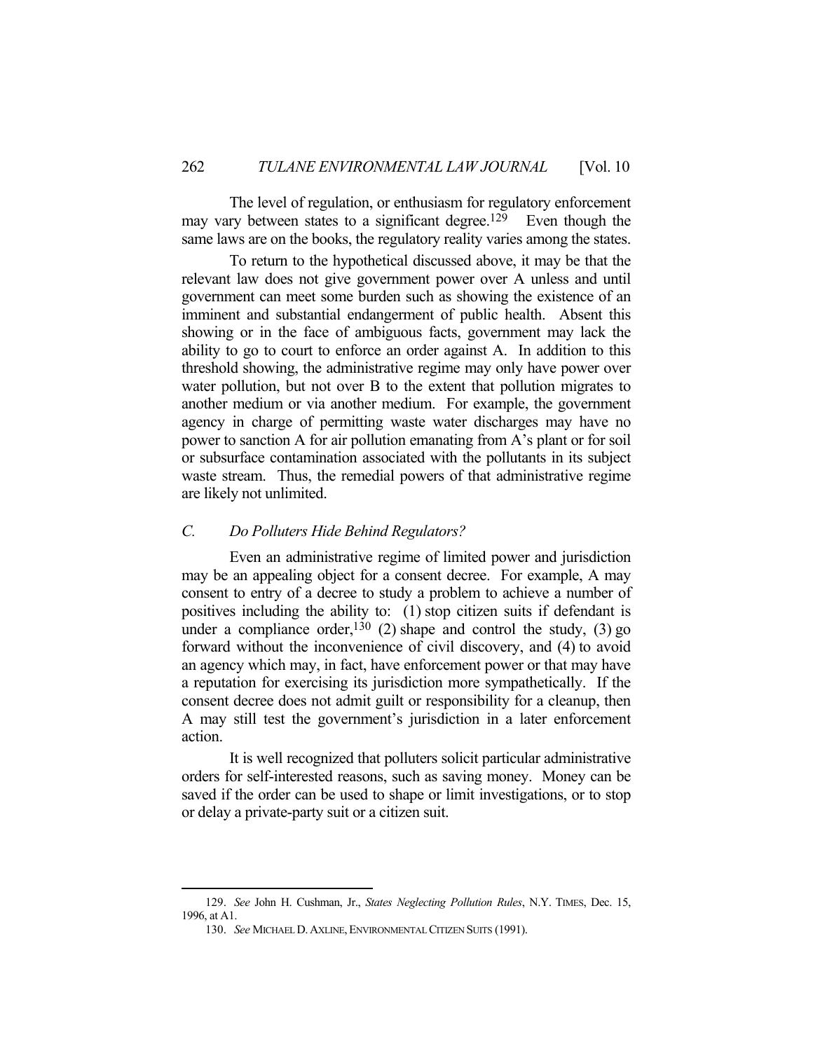The level of regulation, or enthusiasm for regulatory enforcement may vary between states to a significant degree.[129] Even though the same laws are on the books, the regulatory reality varies among the states.

To return to the hypothetical discussed above, it may be that the relevant law does not give government power over A unless and until government can meet some burden such as showing the existence of an imminent and substantial endangerment of public health. Absent this showing or in the face of ambiguous facts, government may lack the ability to go to court to enforce an order against A. In addition to this threshold showing, the administrative regime may only have power over water pollution, but not over B to the extent that pollution migrates to another medium or via another medium. For example, the government agency in charge of permitting waste water discharges may have no power to sanction A for air pollution emanating from A's plant or for soil or subsurface contamination associated with the pollutants in its subject waste stream. Thus, the remedial powers of that administrative regime are likely not unlimited.

### *C. Do Polluters Hide Behind Regulators?*

Even an administrative regime of limited power and jurisdiction may be an appealing object for a consent decree. For example, A may consent to entry of a decree to study a problem to achieve a number of positives including the ability to: (1) stop citizen suits if defendant is under a compliance order,[130] (2) shape and control the study, (3) go forward without the inconvenience of civil discovery, and (4) to avoid an agency which may, in fact, have enforcement power or that may have a reputation for exercising its jurisdiction more sympathetically. If the consent decree does not admit guilt or responsibility for a cleanup, then A may still test the government's jurisdiction in a later enforcement action.

It is well recognized that polluters solicit particular administrative orders for self-interested reasons, such as saving money. Money can be saved if the order can be used to shape or limit investigations, or to stop or delay a private-party suit or a citizen suit.

---

129. *See* John H. Cushman, Jr., *States Neglecting Pollution Rules*, N.Y. TIMES, Dec. 15, 1996, at A1.

130. *See* MICHAEL D. AXLINE, ENVIRONMENTAL CITIZEN SUITS (1991).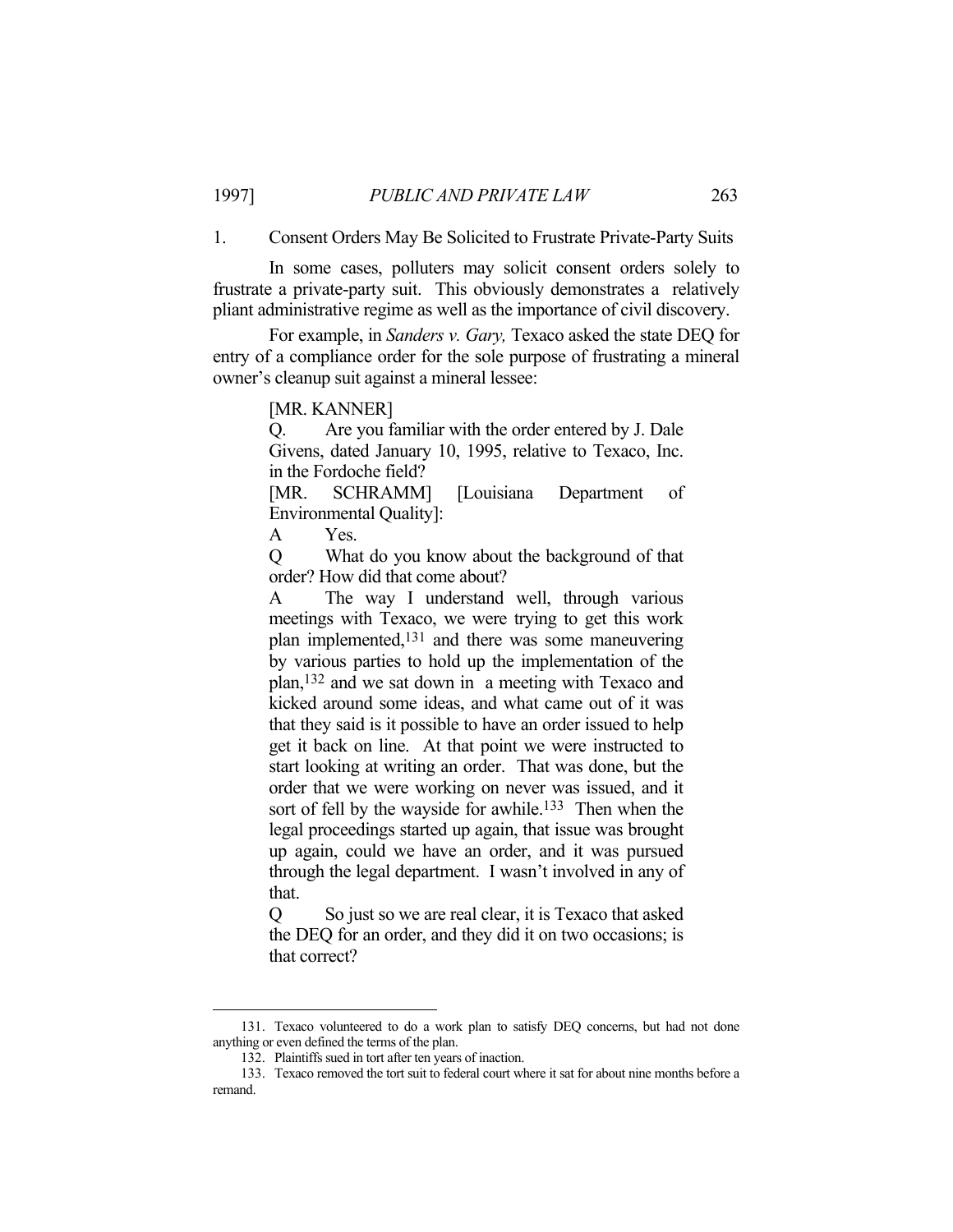### 1. Consent Orders May Be Solicited to Frustrate Private-Party Suits

In some cases, polluters may solicit consent orders solely to frustrate a private-party suit. This obviously demonstrates a relatively pliant administrative regime as well as the importance of civil discovery.

For example, in *Sanders v. Gary,* Texaco asked the state DEQ for entry of a compliance order for the sole purpose of frustrating a mineral owner's cleanup suit against a mineral lessee:

> [MR. KANNER]
>
> Q. Are you familiar with the order entered by J. Dale Givens, dated January 10, 1995, relative to Texaco, Inc. in the Fordoche field?
>
> [MR. SCHRAMM] [Louisiana Department of Environmental Quality]:
>
> A Yes.
>
> Q What do you know about the background of that order? How did that come about?
>
> A The way I understand well, through various meetings with Texaco, we were trying to get this work plan implemented,[131] and there was some maneuvering by various parties to hold up the implementation of the plan,[132] and we sat down in a meeting with Texaco and kicked around some ideas, and what came out of it was that they said is it possible to have an order issued to help get it back on line. At that point we were instructed to start looking at writing an order. That was done, but the order that we were working on never was issued, and it sort of fell by the wayside for awhile.[133] Then when the legal proceedings started up again, that issue was brought up again, could we have an order, and it was pursued through the legal department. I wasn't involved in any of that.
>
> Q So just so we are real clear, it is Texaco that asked the DEQ for an order, and they did it on two occasions; is that correct?

---

131. Texaco volunteered to do a work plan to satisfy DEQ concerns, but had not done anything or even defined the terms of the plan.

132. Plaintiffs sued in tort after ten years of inaction.

133. Texaco removed the tort suit to federal court where it sat for about nine months before a remand.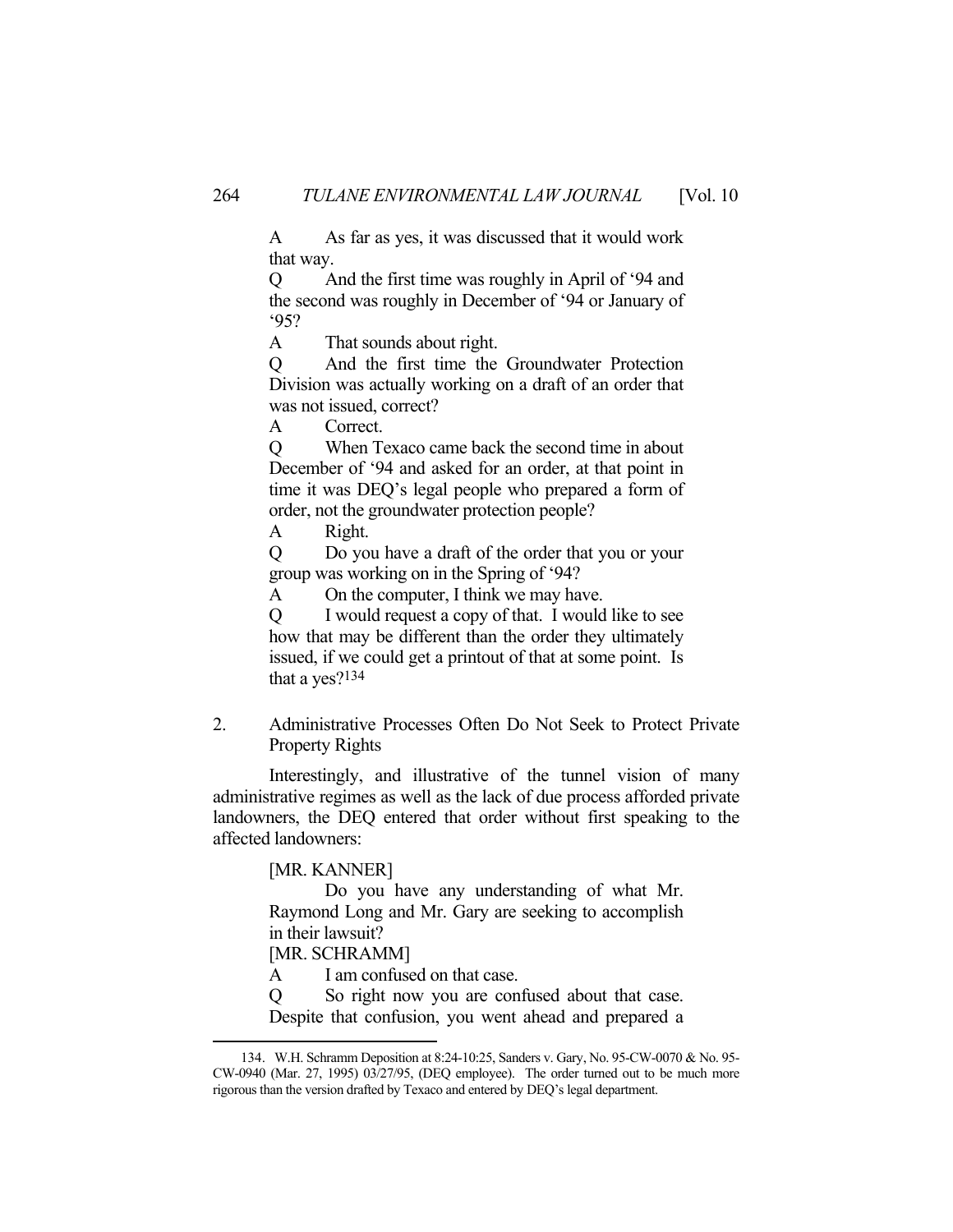A As far as yes, it was discussed that it would work that way.

Q And the first time was roughly in April of '94 and the second was roughly in December of '94 or January of '95?

A That sounds about right.

Q And the first time the Groundwater Protection Division was actually working on a draft of an order that was not issued, correct?

A Correct.

Q When Texaco came back the second time in about December of '94 and asked for an order, at that point in time it was DEQ's legal people who prepared a form of order, not the groundwater protection people?

A Right.

Q Do you have a draft of the order that you or your group was working on in the Spring of '94?

A On the computer, I think we may have.

Q I would request a copy of that. I would like to see how that may be different than the order they ultimately issued, if we could get a printout of that at some point. Is that a yes?[134]

### 2. Administrative Processes Often Do Not Seek to Protect Private Property Rights

Interestingly, and illustrative of the tunnel vision of many administrative regimes as well as the lack of due process afforded private landowners, the DEQ entered that order without first speaking to the affected landowners:

[MR. KANNER]

Do you have any understanding of what Mr. Raymond Long and Mr. Gary are seeking to accomplish in their lawsuit?

[MR. SCHRAMM]

A I am confused on that case.

Q So right now you are confused about that case. Despite that confusion, you went ahead and prepared a

---

134. W.H. Schramm Deposition at 8:24-10:25, Sanders v. Gary, No. 95-CW-0070 & No. 95-CW-0940 (Mar. 27, 1995) 03/27/95, (DEQ employee). The order turned out to be much more rigorous than the version drafted by Texaco and entered by DEQ's legal department.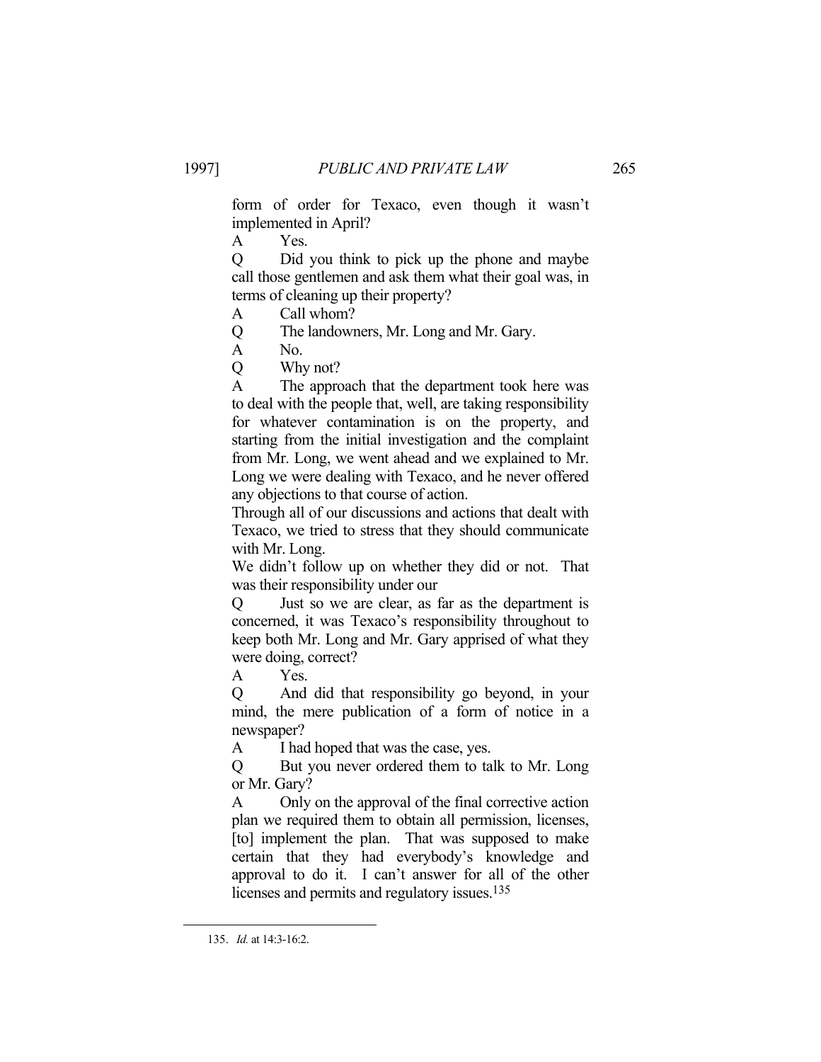form of order for Texaco, even though it wasn't implemented in April?

A Yes.

Q Did you think to pick up the phone and maybe call those gentlemen and ask them what their goal was, in terms of cleaning up their property?

A Call whom?

Q The landowners, Mr. Long and Mr. Gary.

A No.

Q Why not?

A The approach that the department took here was to deal with the people that, well, are taking responsibility for whatever contamination is on the property, and starting from the initial investigation and the complaint from Mr. Long, we went ahead and we explained to Mr. Long we were dealing with Texaco, and he never offered any objections to that course of action.

Through all of our discussions and actions that dealt with Texaco, we tried to stress that they should communicate with Mr. Long.

We didn't follow up on whether they did or not. That was their responsibility under our

Q Just so we are clear, as far as the department is concerned, it was Texaco's responsibility throughout to keep both Mr. Long and Mr. Gary apprised of what they were doing, correct?

A Yes.

Q And did that responsibility go beyond, in your mind, the mere publication of a form of notice in a newspaper?

A I had hoped that was the case, yes.

Q But you never ordered them to talk to Mr. Long or Mr. Gary?

A Only on the approval of the final corrective action plan we required them to obtain all permission, licenses, [to] implement the plan. That was supposed to make certain that they had everybody's knowledge and approval to do it. I can't answer for all of the other licenses and permits and regulatory issues.[135]

---

135. *Id.* at 14:3-16:2.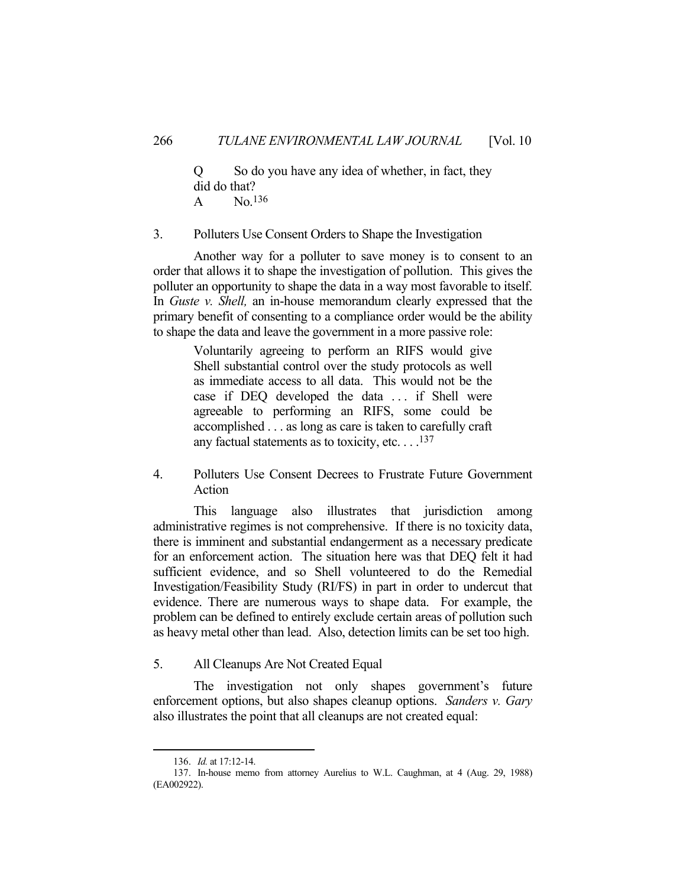> Q So do you have any idea of whether, in fact, they did do that?
> A No.[136]

### 3. Polluters Use Consent Orders to Shape the Investigation

Another way for a polluter to save money is to consent to an order that allows it to shape the investigation of pollution. This gives the polluter an opportunity to shape the data in a way most favorable to itself. In *Guste v. Shell,* an in-house memorandum clearly expressed that the primary benefit of consenting to a compliance order would be the ability to shape the data and leave the government in a more passive role:

> Voluntarily agreeing to perform an RIFS would give Shell substantial control over the study protocols as well as immediate access to all data. This would not be the case if DEQ developed the data . . . if Shell were agreeable to performing an RIFS, some could be accomplished . . . as long as care is taken to carefully craft any factual statements as to toxicity, etc. . . .[137]

### 4. Polluters Use Consent Decrees to Frustrate Future Government Action

This language also illustrates that jurisdiction among administrative regimes is not comprehensive. If there is no toxicity data, there is imminent and substantial endangerment as a necessary predicate for an enforcement action. The situation here was that DEQ felt it had sufficient evidence, and so Shell volunteered to do the Remedial Investigation/Feasibility Study (RI/FS) in part in order to undercut that evidence. There are numerous ways to shape data. For example, the problem can be defined to entirely exclude certain areas of pollution such as heavy metal other than lead. Also, detection limits can be set too high.

### 5. All Cleanups Are Not Created Equal

The investigation not only shapes government's future enforcement options, but also shapes cleanup options. *Sanders v. Gary* also illustrates the point that all cleanups are not created equal:

---

136. *Id.* at 17:12-14.

137. In-house memo from attorney Aurelius to W.L. Caughman, at 4 (Aug. 29, 1988) (EA002922).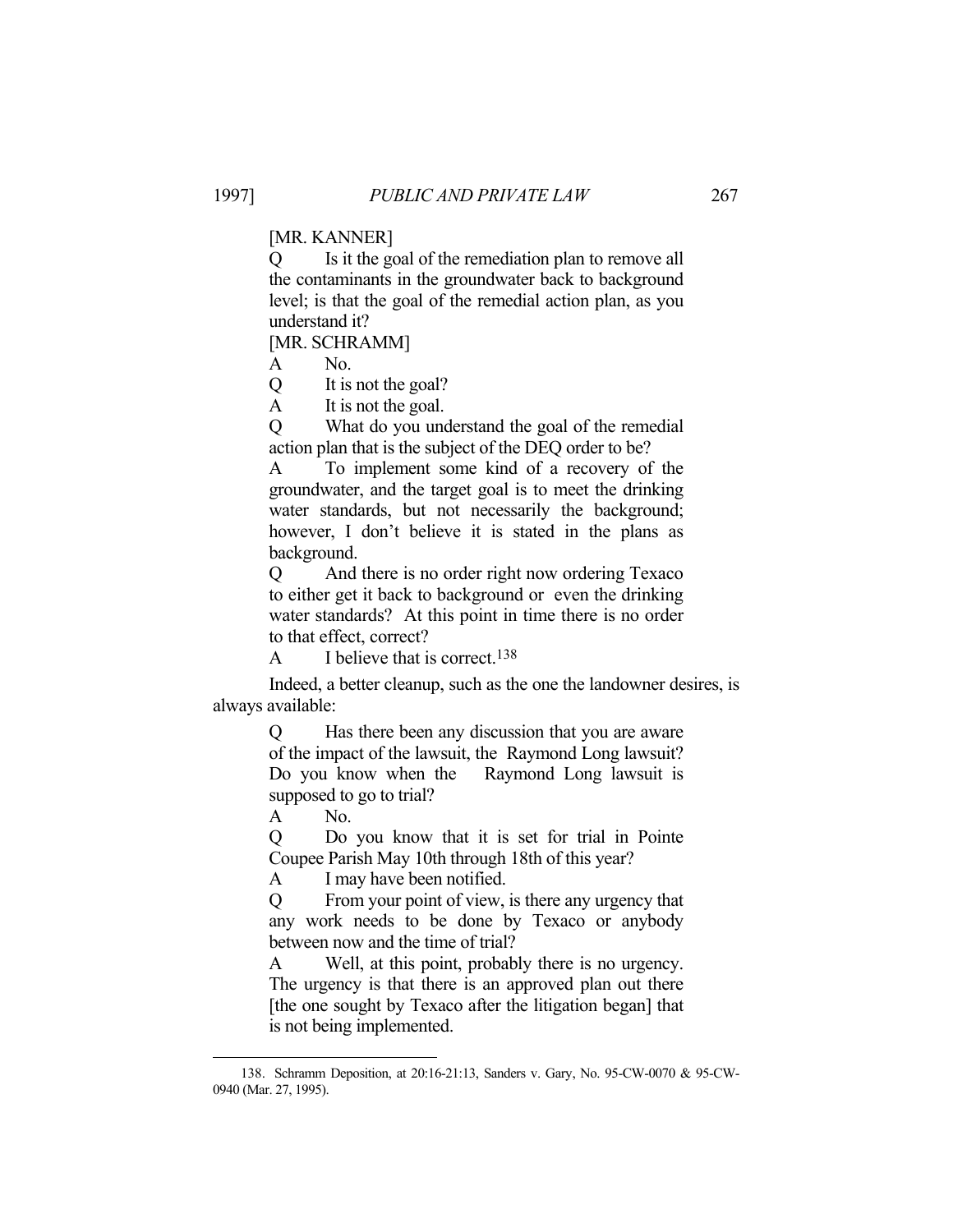[MR. KANNER]

Q Is it the goal of the remediation plan to remove all the contaminants in the groundwater back to background level; is that the goal of the remedial action plan, as you understand it?

[MR. SCHRAMM]

A No.

Q It is not the goal?

A It is not the goal.

Q What do you understand the goal of the remedial action plan that is the subject of the DEQ order to be?

A To implement some kind of a recovery of the groundwater, and the target goal is to meet the drinking water standards, but not necessarily the background; however, I don't believe it is stated in the plans as background.

Q And there is no order right now ordering Texaco to either get it back to background or even the drinking water standards? At this point in time there is no order to that effect, correct?

A I believe that is correct.[138]

Indeed, a better cleanup, such as the one the landowner desires, is always available:

Q Has there been any discussion that you are aware of the impact of the lawsuit, the Raymond Long lawsuit? Do you know when the Raymond Long lawsuit is supposed to go to trial?

A No.

Q Do you know that it is set for trial in Pointe Coupee Parish May 10th through 18th of this year?

A I may have been notified.

Q From your point of view, is there any urgency that any work needs to be done by Texaco or anybody between now and the time of trial?

A Well, at this point, probably there is no urgency. The urgency is that there is an approved plan out there [the one sought by Texaco after the litigation began] that is not being implemented.

---

138. Schramm Deposition, at 20:16-21:13, Sanders v. Gary, No. 95-CW-0070 & 95-CW-0940 (Mar. 27, 1995).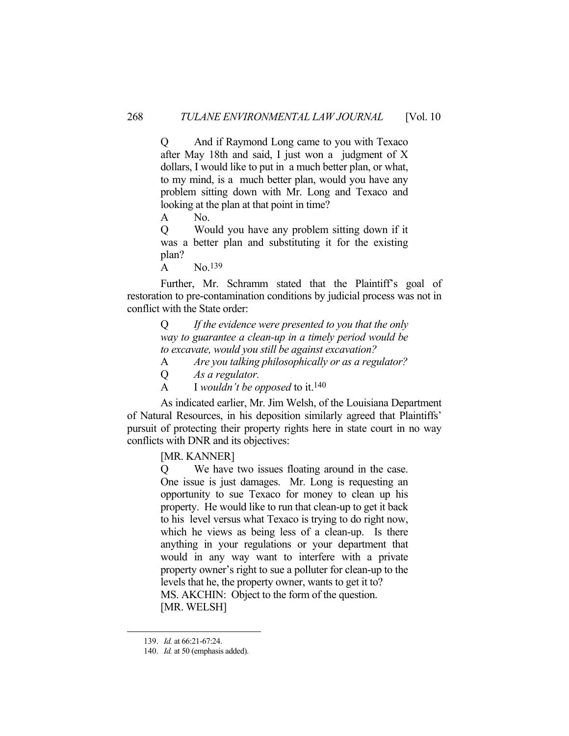> Q And if Raymond Long came to you with Texaco after May 18th and said, I just won a judgment of X dollars, I would like to put in a much better plan, or what, to my mind, is a much better plan, would you have any problem sitting down with Mr. Long and Texaco and looking at the plan at that point in time?
>
> A No.
>
> Q Would you have any problem sitting down if it was a better plan and substituting it for the existing plan?
>
> A No.[139]

Further, Mr. Schramm stated that the Plaintiff's goal of restoration to pre-contamination conditions by judicial process was not in conflict with the State order:

> Q *If the evidence were presented to you that the only way to guarantee a clean-up in a timely period would be to excavate, would you still be against excavation?*
>
> A *Are you talking philosophically or as a regulator?*
>
> Q *As a regulator.*
>
> A I *wouldn't be opposed* to it.[140]

As indicated earlier, Mr. Jim Welsh, of the Louisiana Department of Natural Resources, in his deposition similarly agreed that Plaintiffs' pursuit of protecting their property rights here in state court in no way conflicts with DNR and its objectives:

> [MR. KANNER]
>
> Q We have two issues floating around in the case. One issue is just damages. Mr. Long is requesting an opportunity to sue Texaco for money to clean up his property. He would like to run that clean-up to get it back to his level versus what Texaco is trying to do right now, which he views as being less of a clean-up. Is there anything in your regulations or your department that would in any way want to interfere with a private property owner's right to sue a polluter for clean-up to the levels that he, the property owner, wants to get it to?
>
> MS. AKCHIN: Object to the form of the question.
>
> [MR. WELSH]

---

139. *Id.* at 66:21-67:24.

140. *Id.* at 50 (emphasis added).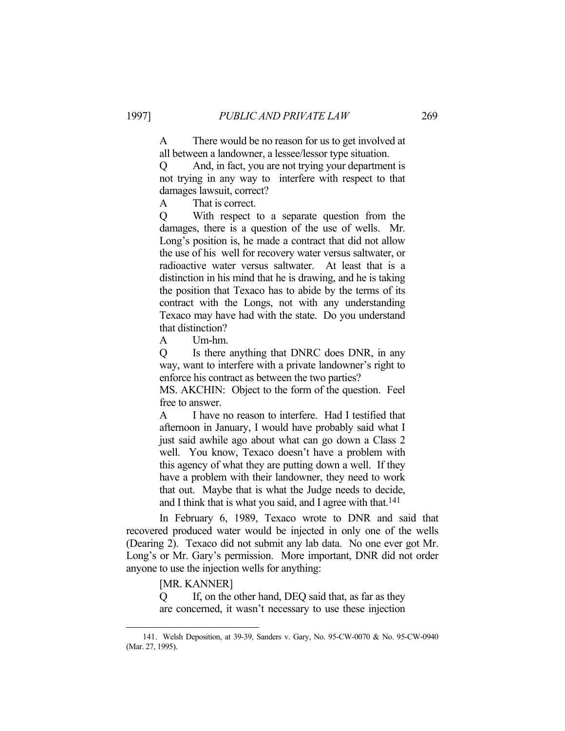A There would be no reason for us to get involved at all between a landowner, a lessee/lessor type situation.

Q And, in fact, you are not trying your department is not trying in any way to interfere with respect to that damages lawsuit, correct?

A That is correct.

Q With respect to a separate question from the damages, there is a question of the use of wells. Mr. Long's position is, he made a contract that did not allow the use of his well for recovery water versus saltwater, or radioactive water versus saltwater. At least that is a distinction in his mind that he is drawing, and he is taking the position that Texaco has to abide by the terms of its contract with the Longs, not with any understanding Texaco may have had with the state. Do you understand that distinction?

A Um-hm.

Q Is there anything that DNRC does DNR, in any way, want to interfere with a private landowner's right to enforce his contract as between the two parties?

MS. AKCHIN: Object to the form of the question. Feel free to answer.

A I have no reason to interfere. Had I testified that afternoon in January, I would have probably said what I just said awhile ago about what can go down a Class 2 well. You know, Texaco doesn't have a problem with this agency of what they are putting down a well. If they have a problem with their landowner, they need to work that out. Maybe that is what the Judge needs to decide, and I think that is what you said, and I agree with that.[141]

In February 6, 1989, Texaco wrote to DNR and said that recovered produced water would be injected in only one of the wells (Dearing 2). Texaco did not submit any lab data. No one ever got Mr. Long's or Mr. Gary's permission. More important, DNR did not order anyone to use the injection wells for anything:

[MR. KANNER]

Q If, on the other hand, DEQ said that, as far as they are concerned, it wasn't necessary to use these injection

---

141. Welsh Deposition, at 39-39, Sanders v. Gary, No. 95-CW-0070 & No. 95-CW-0940 (Mar. 27, 1995).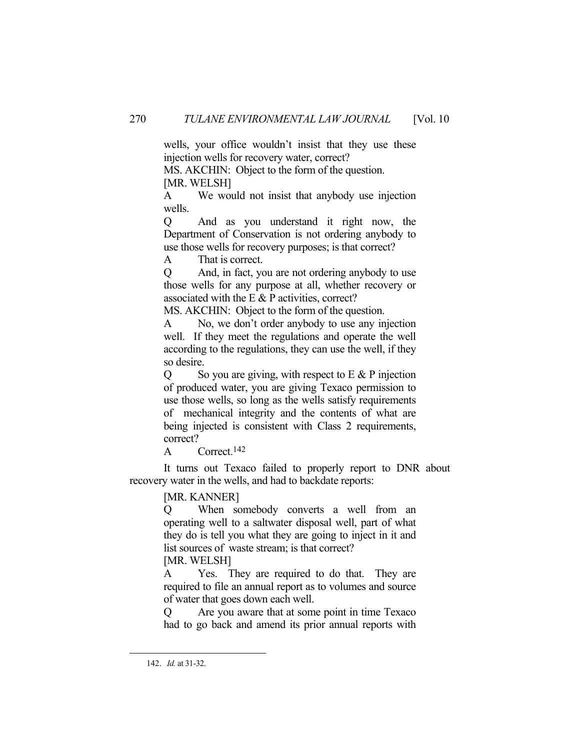wells, your office wouldn't insist that they use these injection wells for recovery water, correct?

MS. AKCHIN: Object to the form of the question.

[MR. WELSH]

A We would not insist that anybody use injection wells.

Q And as you understand it right now, the Department of Conservation is not ordering anybody to use those wells for recovery purposes; is that correct?

A That is correct.

Q And, in fact, you are not ordering anybody to use those wells for any purpose at all, whether recovery or associated with the E & P activities, correct?

MS. AKCHIN: Object to the form of the question.

A No, we don't order anybody to use any injection well. If they meet the regulations and operate the well according to the regulations, they can use the well, if they so desire.

Q So you are giving, with respect to E & P injection of produced water, you are giving Texaco permission to use those wells, so long as the wells satisfy requirements of mechanical integrity and the contents of what are being injected is consistent with Class 2 requirements, correct?

A Correct.[142]

It turns out Texaco failed to properly report to DNR about recovery water in the wells, and had to backdate reports:

[MR. KANNER]

Q When somebody converts a well from an operating well to a saltwater disposal well, part of what they do is tell you what they are going to inject in it and list sources of waste stream; is that correct?

[MR. WELSH]

A Yes. They are required to do that. They are required to file an annual report as to volumes and source of water that goes down each well.

Q Are you aware that at some point in time Texaco had to go back and amend its prior annual reports with

---

142. *Id.* at 31-32.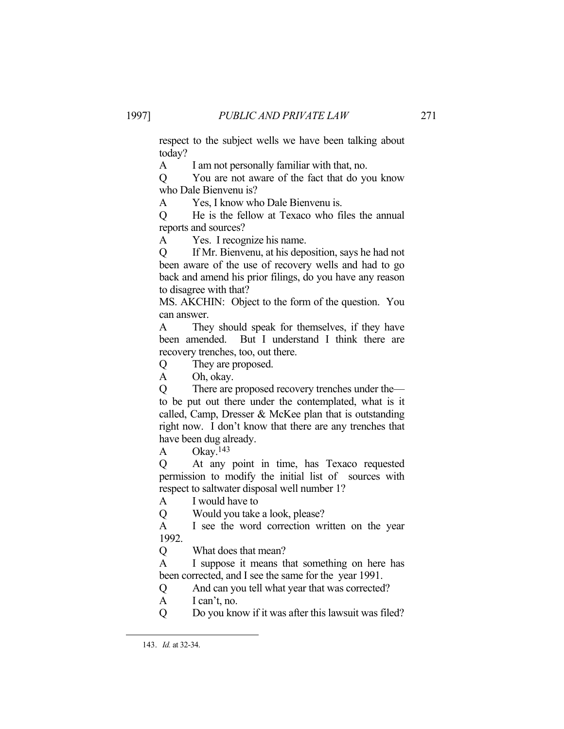respect to the subject wells we have been talking about today?

A I am not personally familiar with that, no.

Q You are not aware of the fact that do you know who Dale Bienvenu is?

A Yes, I know who Dale Bienvenu is.

Q He is the fellow at Texaco who files the annual reports and sources?

A Yes. I recognize his name.

Q If Mr. Bienvenu, at his deposition, says he had not been aware of the use of recovery wells and had to go back and amend his prior filings, do you have any reason to disagree with that?

MS. AKCHIN: Object to the form of the question. You can answer.

A They should speak for themselves, if they have been amended. But I understand I think there are recovery trenches, too, out there.

Q They are proposed.

A Oh, okay.

Q There are proposed recovery trenches under the— to be put out there under the contemplated, what is it called, Camp, Dresser & McKee plan that is outstanding right now. I don't know that there are any trenches that have been dug already.

A Okay.[143]

Q At any point in time, has Texaco requested permission to modify the initial list of sources with respect to saltwater disposal well number 1?

A I would have to

Q Would you take a look, please?

A I see the word correction written on the year 1992.

Q What does that mean?

A I suppose it means that something on here has been corrected, and I see the same for the year 1991.

Q And can you tell what year that was corrected?

A I can't, no.

Q Do you know if it was after this lawsuit was filed?

---

143. *Id.* at 32-34.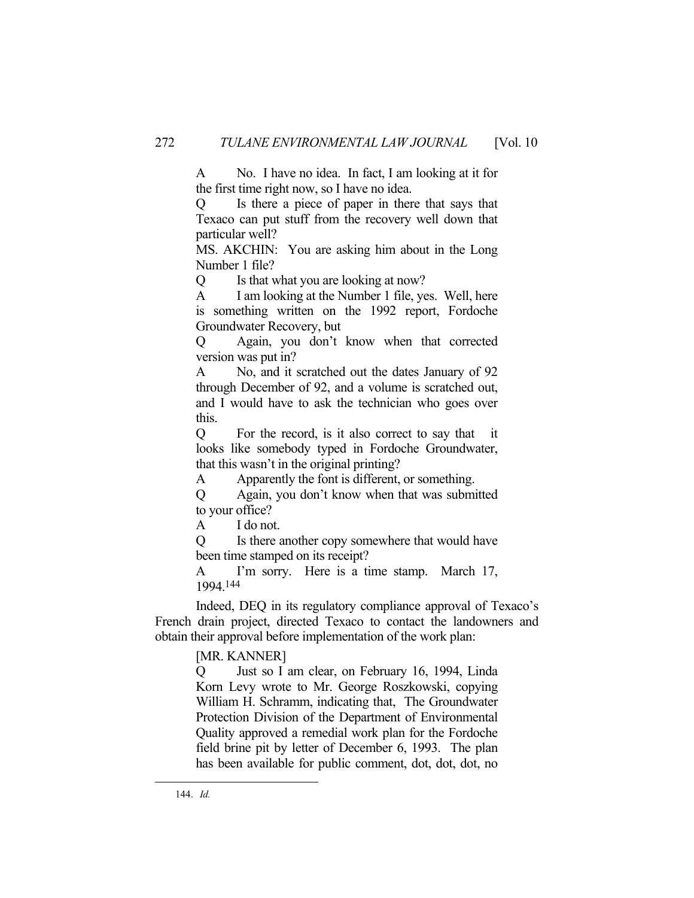A No. I have no idea. In fact, I am looking at it for the first time right now, so I have no idea.

Q Is there a piece of paper in there that says that Texaco can put stuff from the recovery well down that particular well?

MS. AKCHIN: You are asking him about in the Long Number 1 file?

Q Is that what you are looking at now?

A I am looking at the Number 1 file, yes. Well, here is something written on the 1992 report, Fordoche Groundwater Recovery, but

Q Again, you don't know when that corrected version was put in?

A No, and it scratched out the dates January of 92 through December of 92, and a volume is scratched out, and I would have to ask the technician who goes over this.

Q For the record, is it also correct to say that it looks like somebody typed in Fordoche Groundwater, that this wasn't in the original printing?

A Apparently the font is different, or something.

Q Again, you don't know when that was submitted to your office?

A I do not.

Q Is there another copy somewhere that would have been time stamped on its receipt?

A I'm sorry. Here is a time stamp. March 17, 1994.[144]

Indeed, DEQ in its regulatory compliance approval of Texaco's French drain project, directed Texaco to contact the landowners and obtain their approval before implementation of the work plan:

[MR. KANNER]

Q Just so I am clear, on February 16, 1994, Linda Korn Levy wrote to Mr. George Roszkowski, copying William H. Schramm, indicating that, The Groundwater Protection Division of the Department of Environmental Quality approved a remedial work plan for the Fordoche field brine pit by letter of December 6, 1993. The plan has been available for public comment, dot, dot, dot, no

---

144. *Id.*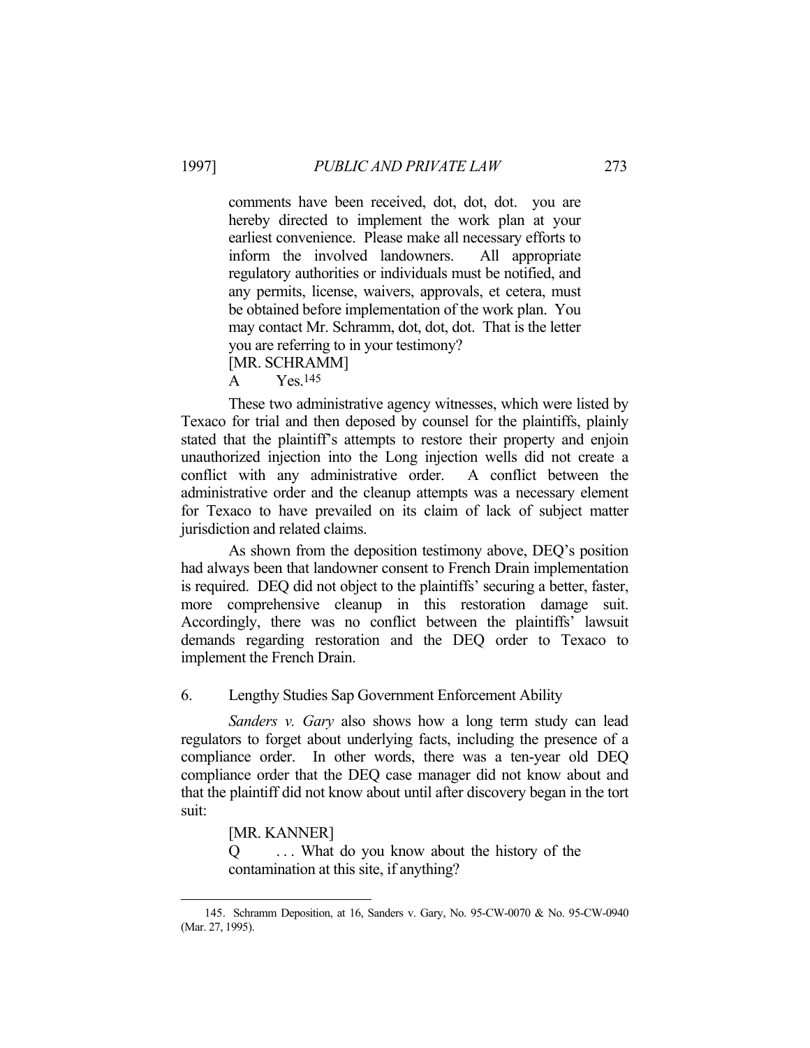> comments have been received, dot, dot, dot. you are hereby directed to implement the work plan at your earliest convenience. Please make all necessary efforts to inform the involved landowners. All appropriate regulatory authorities or individuals must be notified, and any permits, license, waivers, approvals, et cetera, must be obtained before implementation of the work plan. You may contact Mr. Schramm, dot, dot, dot. That is the letter you are referring to in your testimony?
>
> [MR. SCHRAMM]
>
> A Yes.[145]

These two administrative agency witnesses, which were listed by Texaco for trial and then deposed by counsel for the plaintiffs, plainly stated that the plaintiff's attempts to restore their property and enjoin unauthorized injection into the Long injection wells did not create a conflict with any administrative order. A conflict between the administrative order and the cleanup attempts was a necessary element for Texaco to have prevailed on its claim of lack of subject matter jurisdiction and related claims.

As shown from the deposition testimony above, DEQ's position had always been that landowner consent to French Drain implementation is required. DEQ did not object to the plaintiffs' securing a better, faster, more comprehensive cleanup in this restoration damage suit. Accordingly, there was no conflict between the plaintiffs' lawsuit demands regarding restoration and the DEQ order to Texaco to implement the French Drain.

### 6. Lengthy Studies Sap Government Enforcement Ability

*Sanders v. Gary* also shows how a long term study can lead regulators to forget about underlying facts, including the presence of a compliance order. In other words, there was a ten-year old DEQ compliance order that the DEQ case manager did not know about and that the plaintiff did not know about until after discovery began in the tort suit:

> [MR. KANNER]
>
> Q . . . What do you know about the history of the contamination at this site, if anything?

---

145. Schramm Deposition, at 16, Sanders v. Gary, No. 95-CW-0070 & No. 95-CW-0940 (Mar. 27, 1995).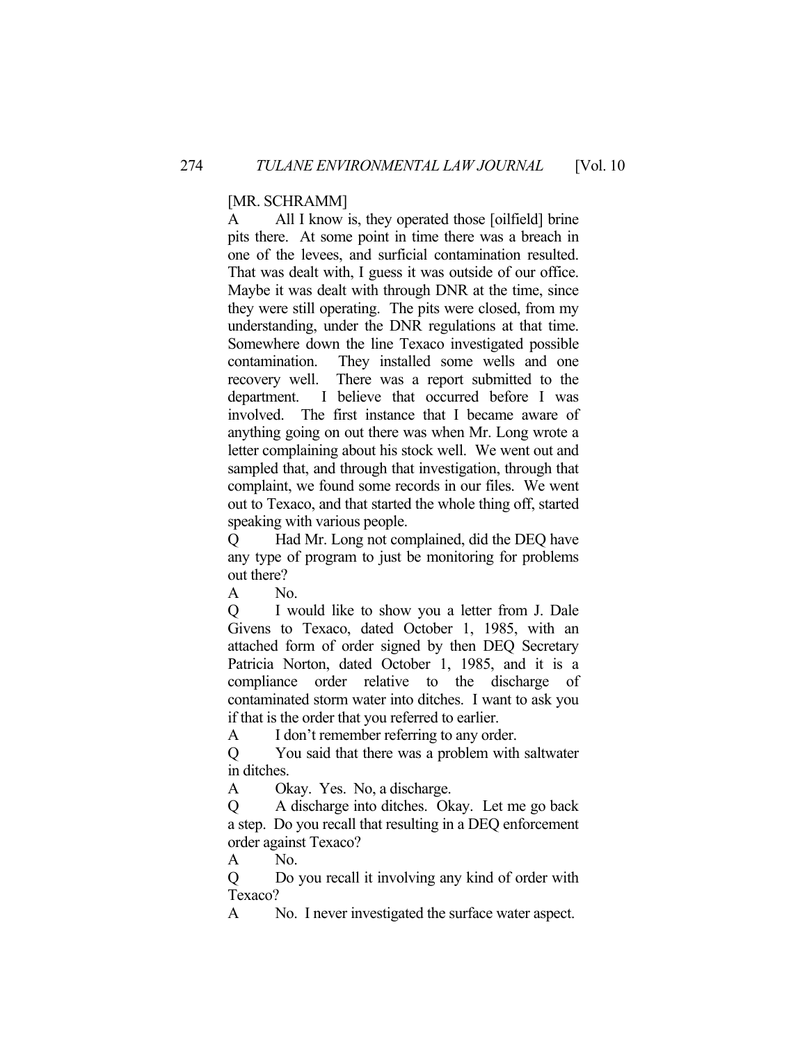[MR. SCHRAMM]

A All I know is, they operated those [oilfield] brine pits there. At some point in time there was a breach in one of the levees, and surficial contamination resulted. That was dealt with, I guess it was outside of our office. Maybe it was dealt with through DNR at the time, since they were still operating. The pits were closed, from my understanding, under the DNR regulations at that time. Somewhere down the line Texaco investigated possible contamination. They installed some wells and one recovery well. There was a report submitted to the department. I believe that occurred before I was involved. The first instance that I became aware of anything going on out there was when Mr. Long wrote a letter complaining about his stock well. We went out and sampled that, and through that investigation, through that complaint, we found some records in our files. We went out to Texaco, and that started the whole thing off, started speaking with various people.

Q Had Mr. Long not complained, did the DEQ have any type of program to just be monitoring for problems out there?

A No.

Q I would like to show you a letter from J. Dale Givens to Texaco, dated October 1, 1985, with an attached form of order signed by then DEQ Secretary Patricia Norton, dated October 1, 1985, and it is a compliance order relative to the discharge of contaminated storm water into ditches. I want to ask you if that is the order that you referred to earlier.

A I don't remember referring to any order.

Q You said that there was a problem with saltwater in ditches.

A Okay. Yes. No, a discharge.

Q A discharge into ditches. Okay. Let me go back a step. Do you recall that resulting in a DEQ enforcement order against Texaco?

A No.

Q Do you recall it involving any kind of order with Texaco?

A No. I never investigated the surface water aspect.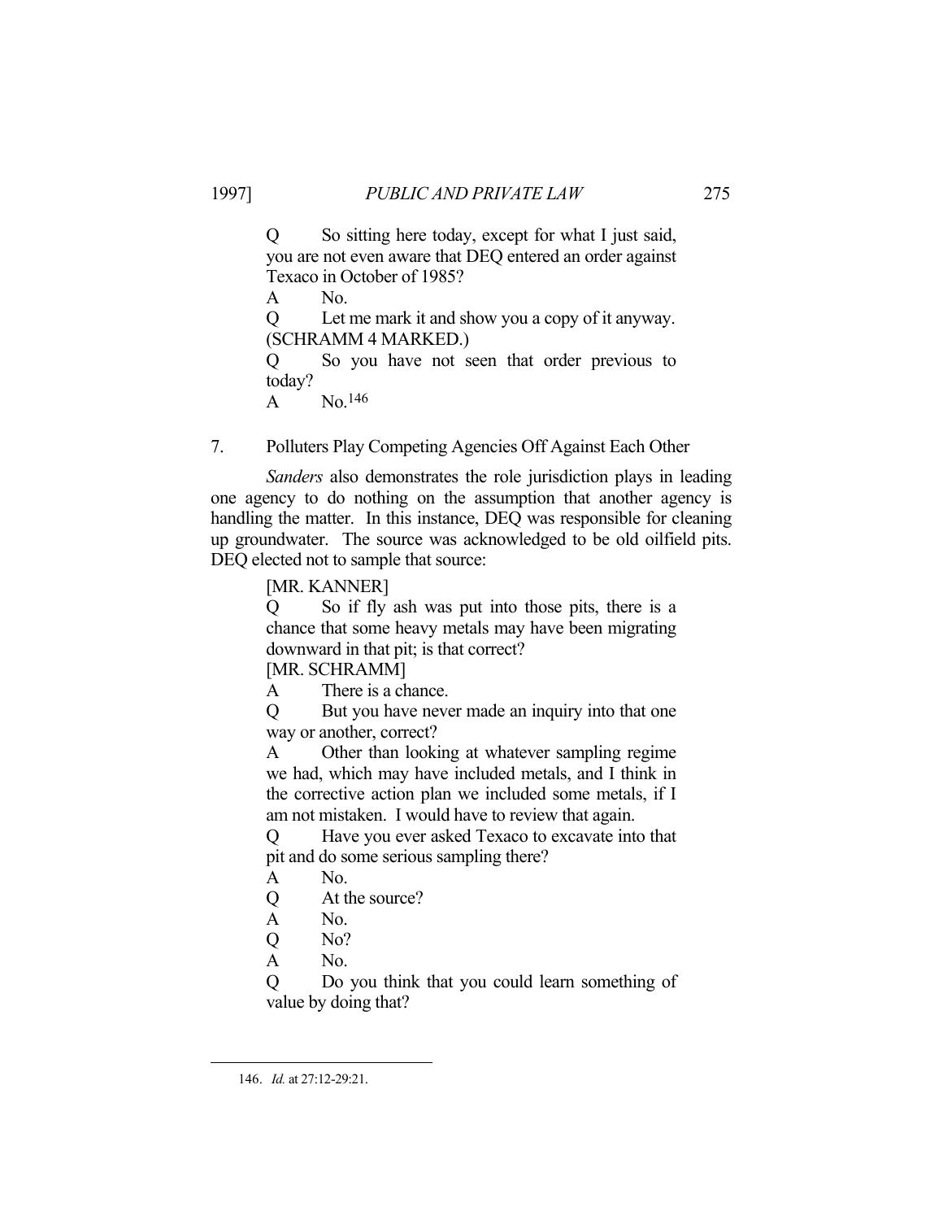> Q So sitting here today, except for what I just said, you are not even aware that DEQ entered an order against Texaco in October of 1985?
>
> A No.
>
> Q Let me mark it and show you a copy of it anyway. (SCHRAMM 4 MARKED.)
>
> Q So you have not seen that order previous to today?
>
> A No.[146]

### 7. Polluters Play Competing Agencies Off Against Each Other

*Sanders* also demonstrates the role jurisdiction plays in leading one agency to do nothing on the assumption that another agency is handling the matter. In this instance, DEQ was responsible for cleaning up groundwater. The source was acknowledged to be old oilfield pits. DEQ elected not to sample that source:

> [MR. KANNER]
>
> Q So if fly ash was put into those pits, there is a chance that some heavy metals may have been migrating downward in that pit; is that correct?
>
> [MR. SCHRAMM]
>
> A There is a chance.
>
> Q But you have never made an inquiry into that one way or another, correct?
>
> A Other than looking at whatever sampling regime we had, which may have included metals, and I think in the corrective action plan we included some metals, if I am not mistaken. I would have to review that again.
>
> Q Have you ever asked Texaco to excavate into that pit and do some serious sampling there?
>
> A No.
>
> Q At the source?
>
> A No.
>
> Q No?
>
> A No.
>
> Q Do you think that you could learn something of value by doing that?

---

146. *Id.* at 27:12-29:21.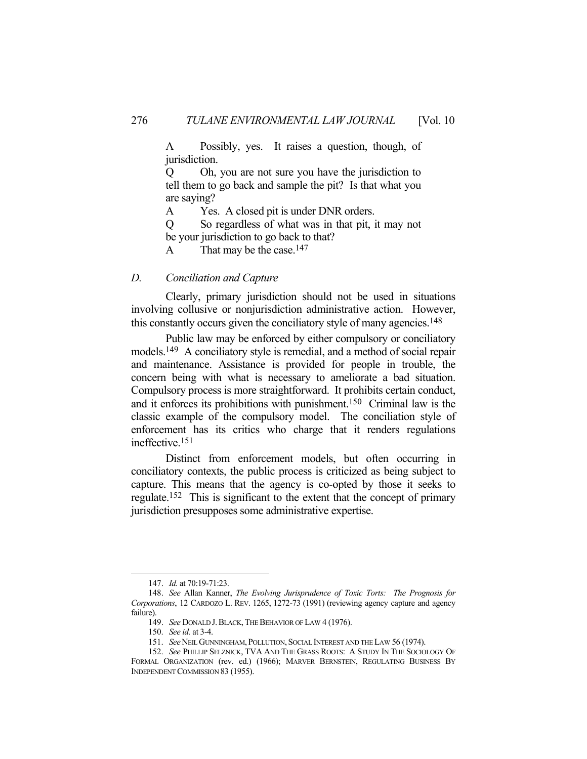A Possibly, yes. It raises a question, though, of jurisdiction.

Q Oh, you are not sure you have the jurisdiction to tell them to go back and sample the pit? Is that what you are saying?

A Yes. A closed pit is under DNR orders.

Q So regardless of what was in that pit, it may not be your jurisdiction to go back to that?

A That may be the case.[147]

### *D. Conciliation and Capture*

Clearly, primary jurisdiction should not be used in situations involving collusive or nonjurisdiction administrative action. However, this constantly occurs given the conciliatory style of many agencies.[148]

Public law may be enforced by either compulsory or conciliatory models.[149] A conciliatory style is remedial, and a method of social repair and maintenance. Assistance is provided for people in trouble, the concern being with what is necessary to ameliorate a bad situation. Compulsory process is more straightforward. It prohibits certain conduct, and it enforces its prohibitions with punishment.[150] Criminal law is the classic example of the compulsory model. The conciliation style of enforcement has its critics who charge that it renders regulations ineffective.[151]

Distinct from enforcement models, but often occurring in conciliatory contexts, the public process is criticized as being subject to capture. This means that the agency is co-opted by those it seeks to regulate.[152] This is significant to the extent that the concept of primary jurisdiction presupposes some administrative expertise.

---

147. *Id.* at 70:19-71:23.

148. *See* Allan Kanner, *The Evolving Jurisprudence of Toxic Torts: The Prognosis for Corporations*, 12 CARDOZO L. REV. 1265, 1272-73 (1991) (reviewing agency capture and agency failure).

149. *See* DONALD J. BLACK, THE BEHAVIOR OF LAW 4 (1976).

150. *See id.* at 3-4.

151. *See* NEIL GUNNINGHAM, POLLUTION, SOCIAL INTEREST AND THE LAW 56 (1974).

152. *See* PHILLIP SELZNICK, TVA AND THE GRASS ROOTS: A STUDY IN THE SOCIOLOGY OF FORMAL ORGANIZATION (rev. ed.) (1966); MARVER BERNSTEIN, REGULATING BUSINESS BY INDEPENDENT COMMISSION 83 (1955).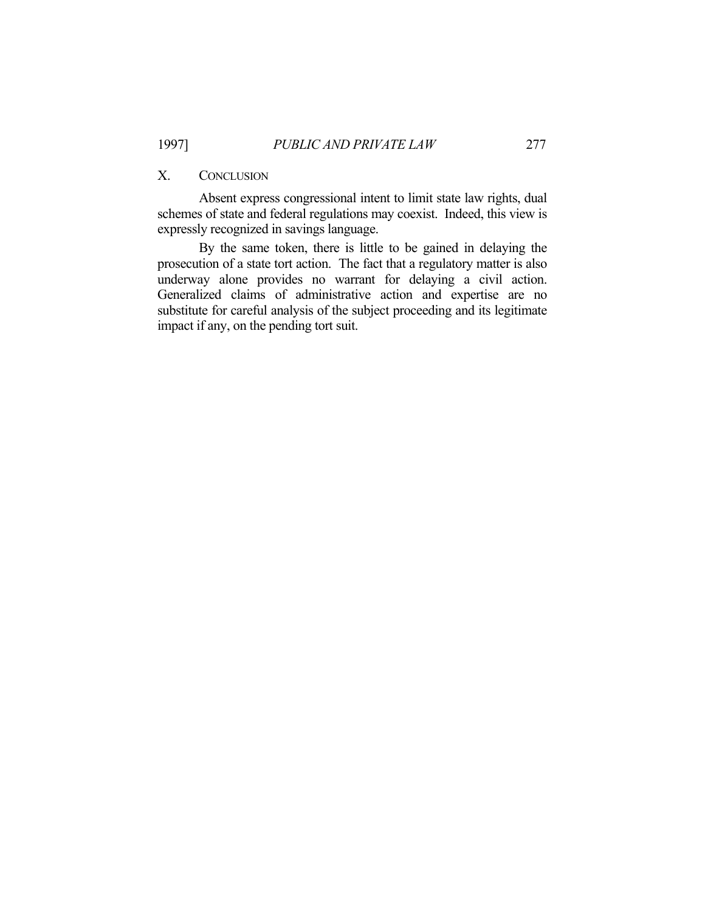## X. CONCLUSION

Absent express congressional intent to limit state law rights, dual schemes of state and federal regulations may coexist. Indeed, this view is expressly recognized in savings language.

By the same token, there is little to be gained in delaying the prosecution of a state tort action. The fact that a regulatory matter is also underway alone provides no warrant for delaying a civil action. Generalized claims of administrative action and expertise are no substitute for careful analysis of the subject proceeding and its legitimate impact if any, on the pending tort suit.